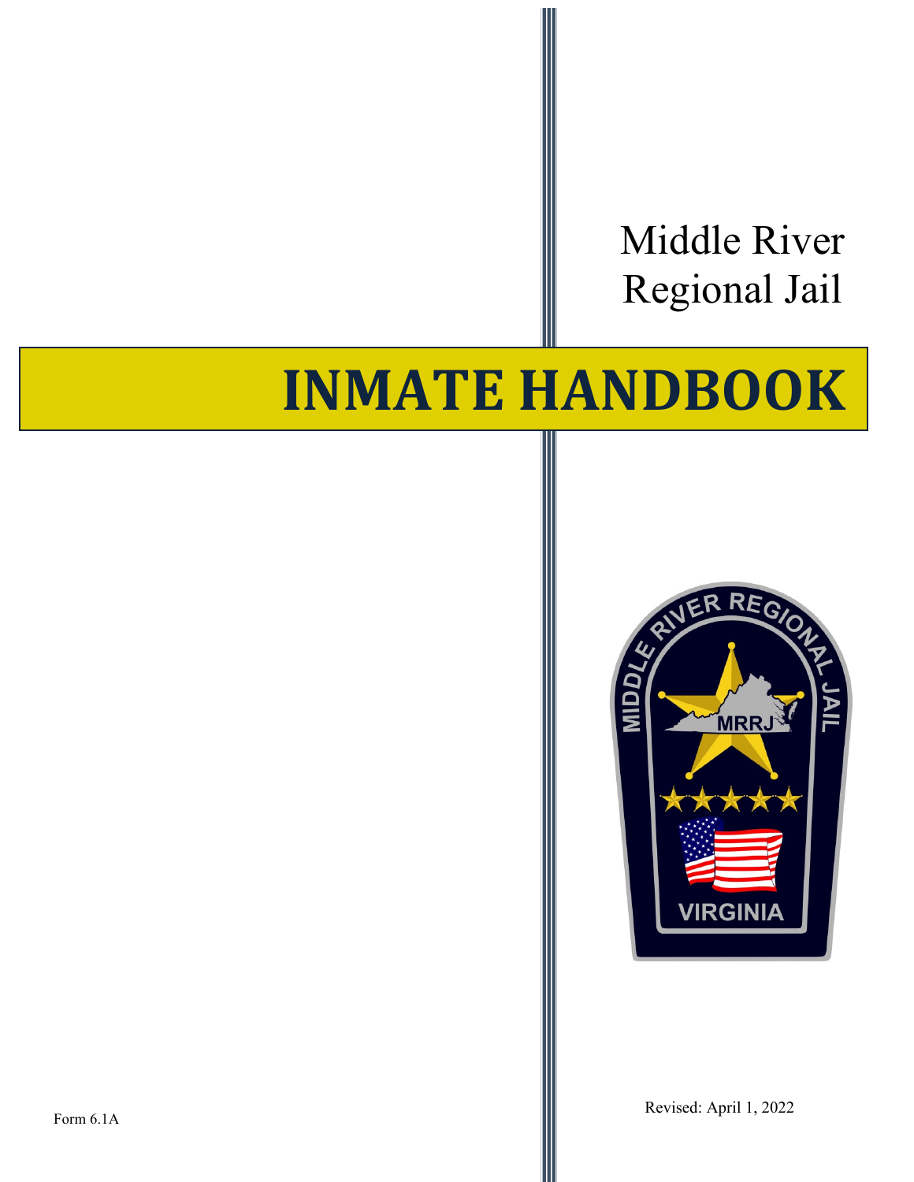Middle River
Regional Jail

# INMATE HANDBOOK

Form 6.1A

Revised: April 1, 2022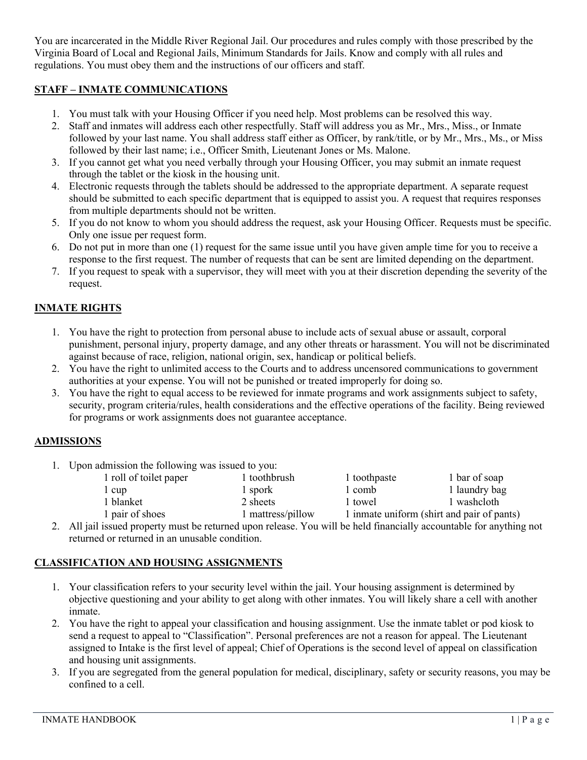You are incarcerated in the Middle River Regional Jail. Our procedures and rules comply with those prescribed by the Virginia Board of Local and Regional Jails, Minimum Standards for Jails. Know and comply with all rules and regulations. You must obey them and the instructions of our officers and staff.

## STAFF – INMATE COMMUNICATIONS

1. You must talk with your Housing Officer if you need help. Most problems can be resolved this way.
2. Staff and inmates will address each other respectfully. Staff will address you as Mr., Mrs., Miss., or Inmate followed by your last name. You shall address staff either as Officer, by rank/title, or by Mr., Mrs., Ms., or Miss followed by their last name; i.e., Officer Smith, Lieutenant Jones or Ms. Malone.
3. If you cannot get what you need verbally through your Housing Officer, you may submit an inmate request through the tablet or the kiosk in the housing unit.
4. Electronic requests through the tablets should be addressed to the appropriate department. A separate request should be submitted to each specific department that is equipped to assist you. A request that requires responses from multiple departments should not be written.
5. If you do not know to whom you should address the request, ask your Housing Officer. Requests must be specific. Only one issue per request form.
6. Do not put in more than one (1) request for the same issue until you have given ample time for you to receive a response to the first request. The number of requests that can be sent are limited depending on the department.
7. If you request to speak with a supervisor, they will meet with you at their discretion depending the severity of the request.

## INMATE RIGHTS

1. You have the right to protection from personal abuse to include acts of sexual abuse or assault, corporal punishment, personal injury, property damage, and any other threats or harassment. You will not be discriminated against because of race, religion, national origin, sex, handicap or political beliefs.
2. You have the right to unlimited access to the Courts and to address uncensored communications to government authorities at your expense. You will not be punished or treated improperly for doing so.
3. You have the right to equal access to be reviewed for inmate programs and work assignments subject to safety, security, program criteria/rules, health considerations and the effective operations of the facility. Being reviewed for programs or work assignments does not guarantee acceptance.

## ADMISSIONS

1. Upon admission the following was issued to you:

| | | | |
|---|---|---|---|
| 1 roll of toilet paper | 1 toothbrush | 1 toothpaste | 1 bar of soap |
| 1 cup | 1 spork | 1 comb | 1 laundry bag |
| 1 blanket | 2 sheets | 1 towel | 1 washcloth |
| 1 pair of shoes | 1 mattress/pillow | 1 inmate uniform (shirt and pair of pants) | |

2. All jail issued property must be returned upon release. You will be held financially accountable for anything not returned or returned in an unusable condition.

## CLASSIFICATION AND HOUSING ASSIGNMENTS

1. Your classification refers to your security level within the jail. Your housing assignment is determined by objective questioning and your ability to get along with other inmates. You will likely share a cell with another inmate.
2. You have the right to appeal your classification and housing assignment. Use the inmate tablet or pod kiosk to send a request to appeal to "Classification". Personal preferences are not a reason for appeal. The Lieutenant assigned to Intake is the first level of appeal; Chief of Operations is the second level of appeal on classification and housing unit assignments.
3. If you are segregated from the general population for medical, disciplinary, safety or security reasons, you may be confined to a cell.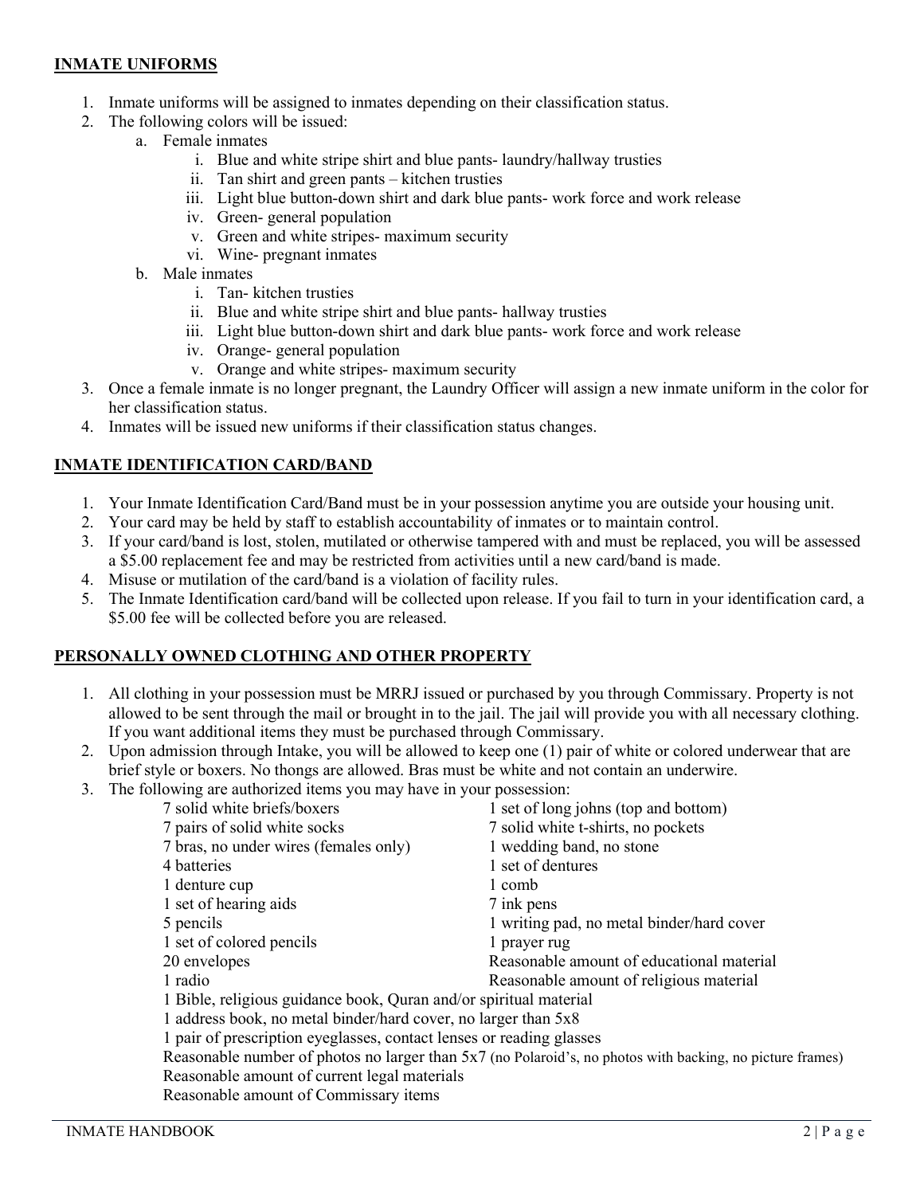## INMATE UNIFORMS

1. Inmate uniforms will be assigned to inmates depending on their classification status.
2. The following colors will be issued:
   a. Female inmates
      i. Blue and white stripe shirt and blue pants- laundry/hallway trusties
      ii. Tan shirt and green pants – kitchen trusties
      iii. Light blue button-down shirt and dark blue pants- work force and work release
      iv. Green- general population
      v. Green and white stripes- maximum security
      vi. Wine- pregnant inmates
   b. Male inmates
      i. Tan- kitchen trusties
      ii. Blue and white stripe shirt and blue pants- hallway trusties
      iii. Light blue button-down shirt and dark blue pants- work force and work release
      iv. Orange- general population
      v. Orange and white stripes- maximum security
3. Once a female inmate is no longer pregnant, the Laundry Officer will assign a new inmate uniform in the color for her classification status.
4. Inmates will be issued new uniforms if their classification status changes.

## INMATE IDENTIFICATION CARD/BAND

1. Your Inmate Identification Card/Band must be in your possession anytime you are outside your housing unit.
2. Your card may be held by staff to establish accountability of inmates or to maintain control.
3. If your card/band is lost, stolen, mutilated or otherwise tampered with and must be replaced, you will be assessed a $5.00 replacement fee and may be restricted from activities until a new card/band is made.
4. Misuse or mutilation of the card/band is a violation of facility rules.
5. The Inmate Identification card/band will be collected upon release. If you fail to turn in your identification card, a $5.00 fee will be collected before you are released.

## PERSONALLY OWNED CLOTHING AND OTHER PROPERTY

1. All clothing in your possession must be MRRJ issued or purchased by you through Commissary. Property is not allowed to be sent through the mail or brought in to the jail. The jail will provide you with all necessary clothing. If you want additional items they must be purchased through Commissary.
2. Upon admission through Intake, you will be allowed to keep one (1) pair of white or colored underwear that are brief style or boxers. No thongs are allowed. Bras must be white and not contain an underwire.
3. The following are authorized items you may have in your possession:
   - 7 solid white briefs/boxers
   - 1 set of long johns (top and bottom)
   - 7 pairs of solid white socks
   - 7 solid white t-shirts, no pockets
   - 7 bras, no under wires (females only)
   - 1 wedding band, no stone
   - 4 batteries
   - 1 set of dentures
   - 1 denture cup
   - 1 comb
   - 1 set of hearing aids
   - 7 ink pens
   - 5 pencils
   - 1 writing pad, no metal binder/hard cover
   - 1 set of colored pencils
   - 1 prayer rug
   - 20 envelopes
   - Reasonable amount of educational material
   - 1 radio
   - Reasonable amount of religious material
   - 1 Bible, religious guidance book, Quran and/or spiritual material
   - 1 address book, no metal binder/hard cover, no larger than 5x8
   - 1 pair of prescription eyeglasses, contact lenses or reading glasses
   - Reasonable number of photos no larger than 5x7 (no Polaroid's, no photos with backing, no picture frames)
   - Reasonable amount of current legal materials
   - Reasonable amount of Commissary items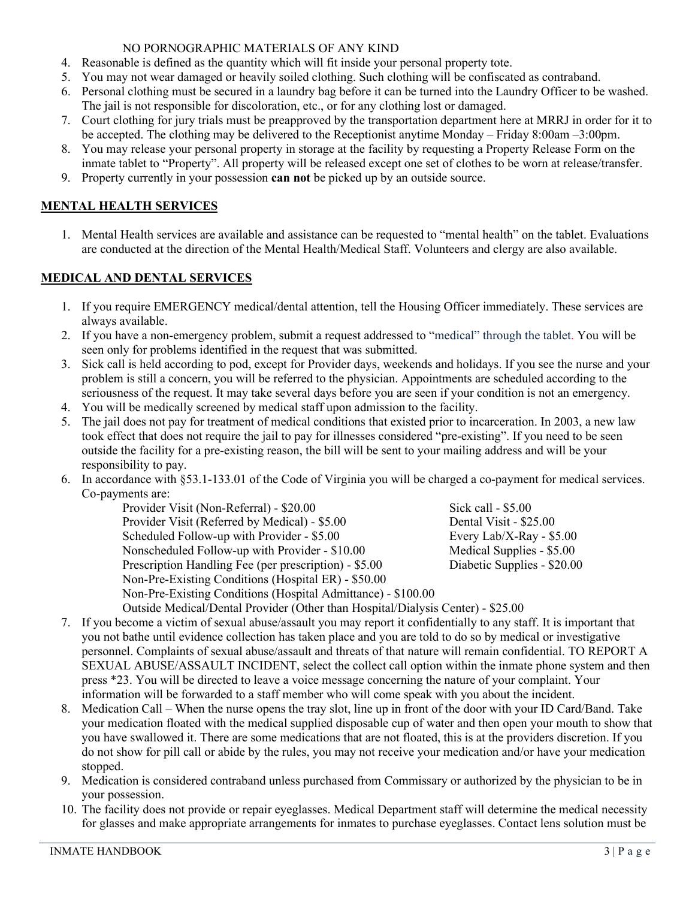NO PORNOGRAPHIC MATERIALS OF ANY KIND

4. Reasonable is defined as the quantity which will fit inside your personal property tote.
5. You may not wear damaged or heavily soiled clothing. Such clothing will be confiscated as contraband.
6. Personal clothing must be secured in a laundry bag before it can be turned into the Laundry Officer to be washed. The jail is not responsible for discoloration, etc., or for any clothing lost or damaged.
7. Court clothing for jury trials must be preapproved by the transportation department here at MRRJ in order for it to be accepted. The clothing may be delivered to the Receptionist anytime Monday – Friday 8:00am –3:00pm.
8. You may release your personal property in storage at the facility by requesting a Property Release Form on the inmate tablet to "Property". All property will be released except one set of clothes to be worn at release/transfer.
9. Property currently in your possession **can not** be picked up by an outside source.

## MENTAL HEALTH SERVICES

1. Mental Health services are available and assistance can be requested to "mental health" on the tablet. Evaluations are conducted at the direction of the Mental Health/Medical Staff. Volunteers and clergy are also available.

## MEDICAL AND DENTAL SERVICES

1. If you require EMERGENCY medical/dental attention, tell the Housing Officer immediately. These services are always available.
2. If you have a non-emergency problem, submit a request addressed to "medical" through the tablet. You will be seen only for problems identified in the request that was submitted.
3. Sick call is held according to pod, except for Provider days, weekends and holidays. If you see the nurse and your problem is still a concern, you will be referred to the physician. Appointments are scheduled according to the seriousness of the request. It may take several days before you are seen if your condition is not an emergency.
4. You will be medically screened by medical staff upon admission to the facility.
5. The jail does not pay for treatment of medical conditions that existed prior to incarceration. In 2003, a new law took effect that does not require the jail to pay for illnesses considered "pre-existing". If you need to be seen outside the facility for a pre-existing reason, the bill will be sent to your mailing address and will be your responsibility to pay.
6. In accordance with §53.1-133.01 of the Code of Virginia you will be charged a co-payment for medical services. Co-payments are:
   - Provider Visit (Non-Referral) - $20.00
   - Provider Visit (Referred by Medical) - $5.00
   - Scheduled Follow-up with Provider - $5.00
   - Nonscheduled Follow-up with Provider - $10.00
   - Prescription Handling Fee (per prescription) - $5.00
   - Non-Pre-Existing Conditions (Hospital ER) - $50.00
   - Non-Pre-Existing Conditions (Hospital Admittance) - $100.00
   - Outside Medical/Dental Provider (Other than Hospital/Dialysis Center) - $25.00
   - Sick call - $5.00
   - Dental Visit - $25.00
   - Every Lab/X-Ray - $5.00
   - Medical Supplies - $5.00
   - Diabetic Supplies - $20.00
7. If you become a victim of sexual abuse/assault you may report it confidentially to any staff. It is important that you not bathe until evidence collection has taken place and you are told to do so by medical or investigative personnel. Complaints of sexual abuse/assault and threats of that nature will remain confidential. TO REPORT A SEXUAL ABUSE/ASSAULT INCIDENT, select the collect call option within the inmate phone system and then press *23. You will be directed to leave a voice message concerning the nature of your complaint. Your information will be forwarded to a staff member who will come speak with you about the incident.
8. Medication Call – When the nurse opens the tray slot, line up in front of the door with your ID Card/Band. Take your medication floated with the medical supplied disposable cup of water and then open your mouth to show that you have swallowed it. There are some medications that are not floated, this is at the providers discretion. If you do not show for pill call or abide by the rules, you may not receive your medication and/or have your medication stopped.
9. Medication is considered contraband unless purchased from Commissary or authorized by the physician to be in your possession.
10. The facility does not provide or repair eyeglasses. Medical Department staff will determine the medical necessity for glasses and make appropriate arrangements for inmates to purchase eyeglasses. Contact lens solution must be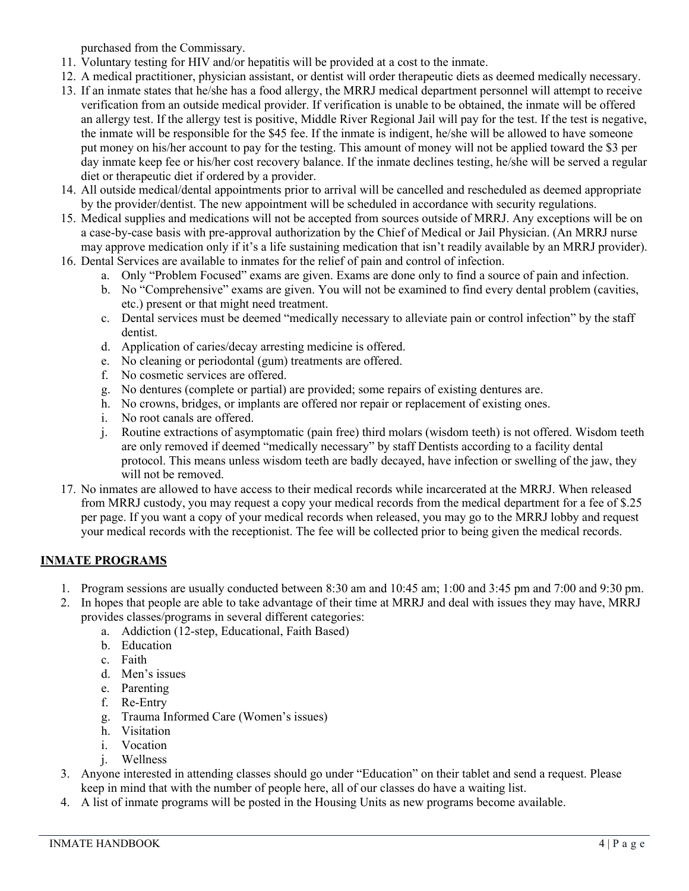purchased from the Commissary.

11. Voluntary testing for HIV and/or hepatitis will be provided at a cost to the inmate.
12. A medical practitioner, physician assistant, or dentist will order therapeutic diets as deemed medically necessary.
13. If an inmate states that he/she has a food allergy, the MRRJ medical department personnel will attempt to receive verification from an outside medical provider. If verification is unable to be obtained, the inmate will be offered an allergy test. If the allergy test is positive, Middle River Regional Jail will pay for the test. If the test is negative, the inmate will be responsible for the $45 fee. If the inmate is indigent, he/she will be allowed to have someone put money on his/her account to pay for the testing. This amount of money will not be applied toward the $3 per day inmate keep fee or his/her cost recovery balance. If the inmate declines testing, he/she will be served a regular diet or therapeutic diet if ordered by a provider.
14. All outside medical/dental appointments prior to arrival will be cancelled and rescheduled as deemed appropriate by the provider/dentist. The new appointment will be scheduled in accordance with security regulations.
15. Medical supplies and medications will not be accepted from sources outside of MRRJ. Any exceptions will be on a case-by-case basis with pre-approval authorization by the Chief of Medical or Jail Physician. (An MRRJ nurse may approve medication only if it's a life sustaining medication that isn't readily available by an MRRJ provider).
16. Dental Services are available to inmates for the relief of pain and control of infection.
    a. Only "Problem Focused" exams are given. Exams are done only to find a source of pain and infection.
    b. No "Comprehensive" exams are given. You will not be examined to find every dental problem (cavities, etc.) present or that might need treatment.
    c. Dental services must be deemed "medically necessary to alleviate pain or control infection" by the staff dentist.
    d. Application of caries/decay arresting medicine is offered.
    e. No cleaning or periodontal (gum) treatments are offered.
    f. No cosmetic services are offered.
    g. No dentures (complete or partial) are provided; some repairs of existing dentures are.
    h. No crowns, bridges, or implants are offered nor repair or replacement of existing ones.
    i. No root canals are offered.
    j. Routine extractions of asymptomatic (pain free) third molars (wisdom teeth) is not offered. Wisdom teeth are only removed if deemed "medically necessary" by staff Dentists according to a facility dental protocol. This means unless wisdom teeth are badly decayed, have infection or swelling of the jaw, they will not be removed.
17. No inmates are allowed to have access to their medical records while incarcerated at the MRRJ. When released from MRRJ custody, you may request a copy your medical records from the medical department for a fee of $.25 per page. If you want a copy of your medical records when released, you may go to the MRRJ lobby and request your medical records with the receptionist. The fee will be collected prior to being given the medical records.

## INMATE PROGRAMS

1. Program sessions are usually conducted between 8:30 am and 10:45 am; 1:00 and 3:45 pm and 7:00 and 9:30 pm.
2. In hopes that people are able to take advantage of their time at MRRJ and deal with issues they may have, MRRJ provides classes/programs in several different categories:
    a. Addiction (12-step, Educational, Faith Based)
    b. Education
    c. Faith
    d. Men's issues
    e. Parenting
    f. Re-Entry
    g. Trauma Informed Care (Women's issues)
    h. Visitation
    i. Vocation
    j. Wellness
3. Anyone interested in attending classes should go under "Education" on their tablet and send a request. Please keep in mind that with the number of people here, all of our classes do have a waiting list.
4. A list of inmate programs will be posted in the Housing Units as new programs become available.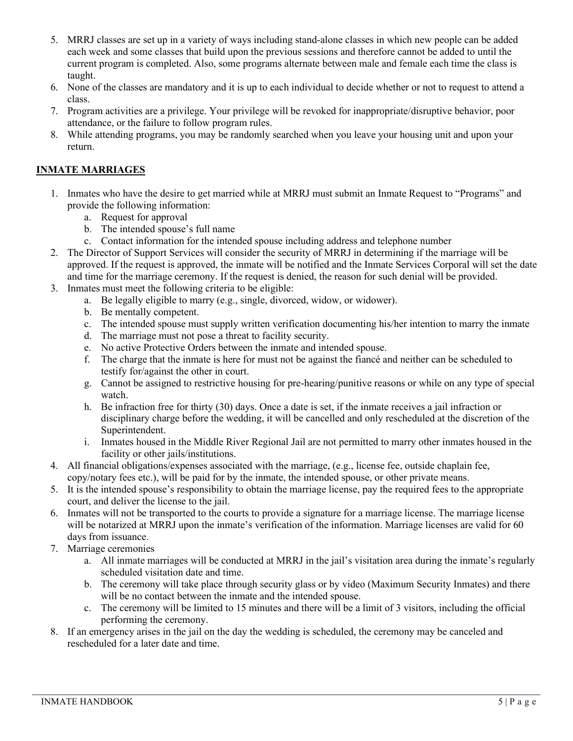5. MRRJ classes are set up in a variety of ways including stand-alone classes in which new people can be added each week and some classes that build upon the previous sessions and therefore cannot be added to until the current program is completed. Also, some programs alternate between male and female each time the class is taught.
6. None of the classes are mandatory and it is up to each individual to decide whether or not to request to attend a class.
7. Program activities are a privilege. Your privilege will be revoked for inappropriate/disruptive behavior, poor attendance, or the failure to follow program rules.
8. While attending programs, you may be randomly searched when you leave your housing unit and upon your return.

## INMATE MARRIAGES

1. Inmates who have the desire to get married while at MRRJ must submit an Inmate Request to "Programs" and provide the following information:
   a. Request for approval
   b. The intended spouse's full name
   c. Contact information for the intended spouse including address and telephone number
2. The Director of Support Services will consider the security of MRRJ in determining if the marriage will be approved. If the request is approved, the inmate will be notified and the Inmate Services Corporal will set the date and time for the marriage ceremony. If the request is denied, the reason for such denial will be provided.
3. Inmates must meet the following criteria to be eligible:
   a. Be legally eligible to marry (e.g., single, divorced, widow, or widower).
   b. Be mentally competent.
   c. The intended spouse must supply written verification documenting his/her intention to marry the inmate
   d. The marriage must not pose a threat to facility security.
   e. No active Protective Orders between the inmate and intended spouse.
   f. The charge that the inmate is here for must not be against the fiancé and neither can be scheduled to testify for/against the other in court.
   g. Cannot be assigned to restrictive housing for pre-hearing/punitive reasons or while on any type of special watch.
   h. Be infraction free for thirty (30) days. Once a date is set, if the inmate receives a jail infraction or disciplinary charge before the wedding, it will be cancelled and only rescheduled at the discretion of the Superintendent.
   i. Inmates housed in the Middle River Regional Jail are not permitted to marry other inmates housed in the facility or other jails/institutions.
4. All financial obligations/expenses associated with the marriage, (e.g., license fee, outside chaplain fee, copy/notary fees etc.), will be paid for by the inmate, the intended spouse, or other private means.
5. It is the intended spouse's responsibility to obtain the marriage license, pay the required fees to the appropriate court, and deliver the license to the jail.
6. Inmates will not be transported to the courts to provide a signature for a marriage license. The marriage license will be notarized at MRRJ upon the inmate's verification of the information. Marriage licenses are valid for 60 days from issuance.
7. Marriage ceremonies
   a. All inmate marriages will be conducted at MRRJ in the jail's visitation area during the inmate's regularly scheduled visitation date and time.
   b. The ceremony will take place through security glass or by video (Maximum Security Inmates) and there will be no contact between the inmate and the intended spouse.
   c. The ceremony will be limited to 15 minutes and there will be a limit of 3 visitors, including the official performing the ceremony.
8. If an emergency arises in the jail on the day the wedding is scheduled, the ceremony may be canceled and rescheduled for a later date and time.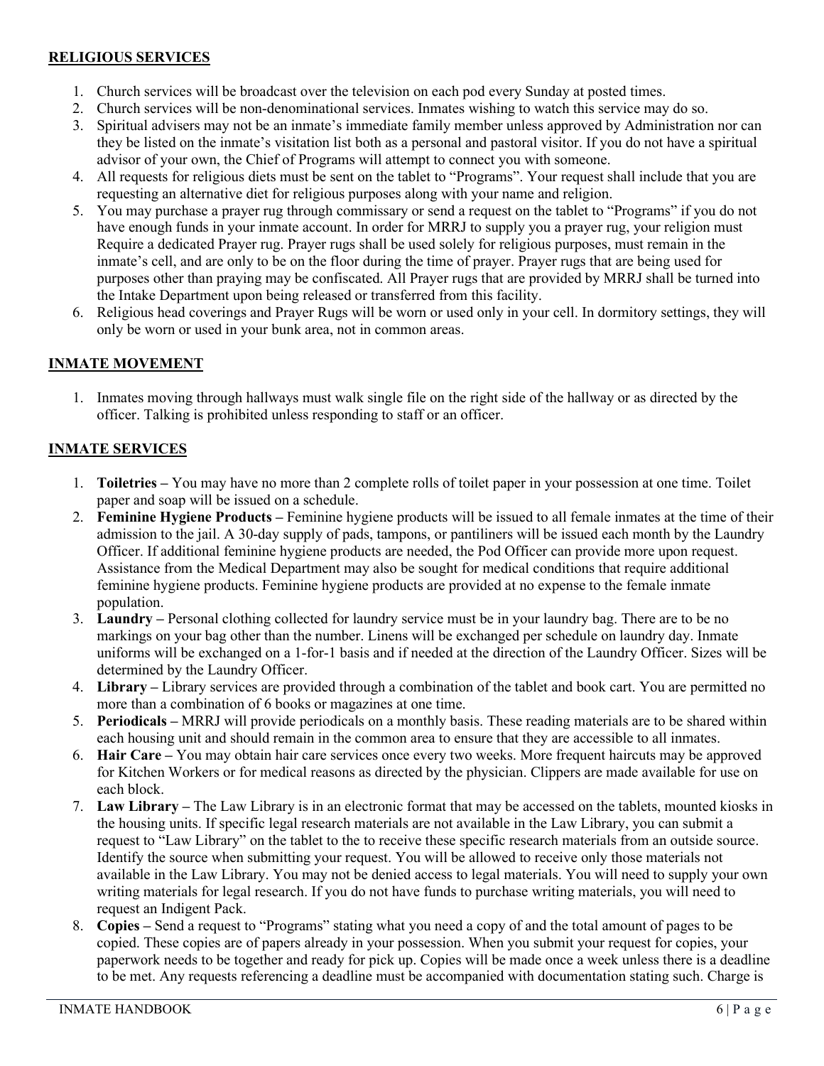**RELIGIOUS SERVICES**

1. Church services will be broadcast over the television on each pod every Sunday at posted times.
2. Church services will be non-denominational services. Inmates wishing to watch this service may do so.
3. Spiritual advisers may not be an inmate's immediate family member unless approved by Administration nor can they be listed on the inmate's visitation list both as a personal and pastoral visitor. If you do not have a spiritual advisor of your own, the Chief of Programs will attempt to connect you with someone.
4. All requests for religious diets must be sent on the tablet to "Programs". Your request shall include that you are requesting an alternative diet for religious purposes along with your name and religion.
5. You may purchase a prayer rug through commissary or send a request on the tablet to "Programs" if you do not have enough funds in your inmate account. In order for MRRJ to supply you a prayer rug, your religion must Require a dedicated Prayer rug. Prayer rugs shall be used solely for religious purposes, must remain in the inmate's cell, and are only to be on the floor during the time of prayer. Prayer rugs that are being used for purposes other than praying may be confiscated. All Prayer rugs that are provided by MRRJ shall be turned into the Intake Department upon being released or transferred from this facility.
6. Religious head coverings and Prayer Rugs will be worn or used only in your cell. In dormitory settings, they will only be worn or used in your bunk area, not in common areas.

**INMATE MOVEMENT**

1. Inmates moving through hallways must walk single file on the right side of the hallway or as directed by the officer. Talking is prohibited unless responding to staff or an officer.

**INMATE SERVICES**

1. **Toiletries –** You may have no more than 2 complete rolls of toilet paper in your possession at one time. Toilet paper and soap will be issued on a schedule.
2. **Feminine Hygiene Products –** Feminine hygiene products will be issued to all female inmates at the time of their admission to the jail. A 30-day supply of pads, tampons, or pantiliners will be issued each month by the Laundry Officer. If additional feminine hygiene products are needed, the Pod Officer can provide more upon request. Assistance from the Medical Department may also be sought for medical conditions that require additional feminine hygiene products. Feminine hygiene products are provided at no expense to the female inmate population.
3. **Laundry –** Personal clothing collected for laundry service must be in your laundry bag. There are to be no markings on your bag other than the number. Linens will be exchanged per schedule on laundry day. Inmate uniforms will be exchanged on a 1-for-1 basis and if needed at the direction of the Laundry Officer. Sizes will be determined by the Laundry Officer.
4. **Library –** Library services are provided through a combination of the tablet and book cart. You are permitted no more than a combination of 6 books or magazines at one time.
5. **Periodicals –** MRRJ will provide periodicals on a monthly basis. These reading materials are to be shared within each housing unit and should remain in the common area to ensure that they are accessible to all inmates.
6. **Hair Care –** You may obtain hair care services once every two weeks. More frequent haircuts may be approved for Kitchen Workers or for medical reasons as directed by the physician. Clippers are made available for use on each block.
7. **Law Library –** The Law Library is in an electronic format that may be accessed on the tablets, mounted kiosks in the housing units. If specific legal research materials are not available in the Law Library, you can submit a request to "Law Library" on the tablet to the to receive these specific research materials from an outside source. Identify the source when submitting your request. You will be allowed to receive only those materials not available in the Law Library. You may not be denied access to legal materials. You will need to supply your own writing materials for legal research. If you do not have funds to purchase writing materials, you will need to request an Indigent Pack.
8. **Copies –** Send a request to "Programs" stating what you need a copy of and the total amount of pages to be copied. These copies are of papers already in your possession. When you submit your request for copies, your paperwork needs to be together and ready for pick up. Copies will be made once a week unless there is a deadline to be met. Any requests referencing a deadline must be accompanied with documentation stating such. Charge is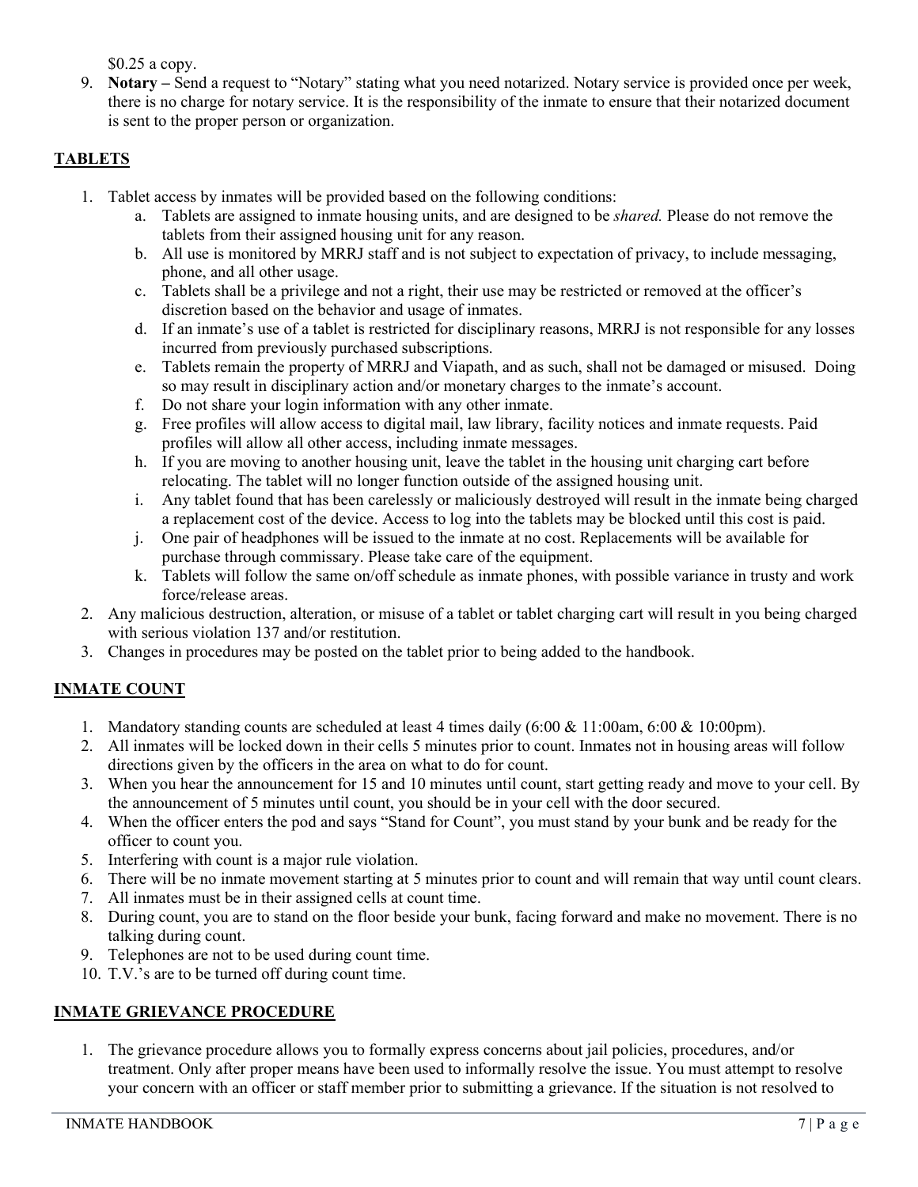$0.25 a copy.

9. **Notary –** Send a request to "Notary" stating what you need notarized. Notary service is provided once per week, there is no charge for notary service. It is the responsibility of the inmate to ensure that their notarized document is sent to the proper person or organization.

## TABLETS

1. Tablet access by inmates will be provided based on the following conditions:
    a. Tablets are assigned to inmate housing units, and are designed to be *shared.* Please do not remove the tablets from their assigned housing unit for any reason.
    b. All use is monitored by MRRJ staff and is not subject to expectation of privacy, to include messaging, phone, and all other usage.
    c. Tablets shall be a privilege and not a right, their use may be restricted or removed at the officer's discretion based on the behavior and usage of inmates.
    d. If an inmate's use of a tablet is restricted for disciplinary reasons, MRRJ is not responsible for any losses incurred from previously purchased subscriptions.
    e. Tablets remain the property of MRRJ and Viapath, and as such, shall not be damaged or misused. Doing so may result in disciplinary action and/or monetary charges to the inmate's account.
    f. Do not share your login information with any other inmate.
    g. Free profiles will allow access to digital mail, law library, facility notices and inmate requests. Paid profiles will allow all other access, including inmate messages.
    h. If you are moving to another housing unit, leave the tablet in the housing unit charging cart before relocating. The tablet will no longer function outside of the assigned housing unit.
    i. Any tablet found that has been carelessly or maliciously destroyed will result in the inmate being charged a replacement cost of the device. Access to log into the tablets may be blocked until this cost is paid.
    j. One pair of headphones will be issued to the inmate at no cost. Replacements will be available for purchase through commissary. Please take care of the equipment.
    k. Tablets will follow the same on/off schedule as inmate phones, with possible variance in trusty and work force/release areas.
2. Any malicious destruction, alteration, or misuse of a tablet or tablet charging cart will result in you being charged with serious violation 137 and/or restitution.
3. Changes in procedures may be posted on the tablet prior to being added to the handbook.

## INMATE COUNT

1. Mandatory standing counts are scheduled at least 4 times daily (6:00 & 11:00am, 6:00 & 10:00pm).
2. All inmates will be locked down in their cells 5 minutes prior to count. Inmates not in housing areas will follow directions given by the officers in the area on what to do for count.
3. When you hear the announcement for 15 and 10 minutes until count, start getting ready and move to your cell. By the announcement of 5 minutes until count, you should be in your cell with the door secured.
4. When the officer enters the pod and says "Stand for Count", you must stand by your bunk and be ready for the officer to count you.
5. Interfering with count is a major rule violation.
6. There will be no inmate movement starting at 5 minutes prior to count and will remain that way until count clears.
7. All inmates must be in their assigned cells at count time.
8. During count, you are to stand on the floor beside your bunk, facing forward and make no movement. There is no talking during count.
9. Telephones are not to be used during count time.
10. T.V.'s are to be turned off during count time.

## INMATE GRIEVANCE PROCEDURE

1. The grievance procedure allows you to formally express concerns about jail policies, procedures, and/or treatment. Only after proper means have been used to informally resolve the issue. You must attempt to resolve your concern with an officer or staff member prior to submitting a grievance. If the situation is not resolved to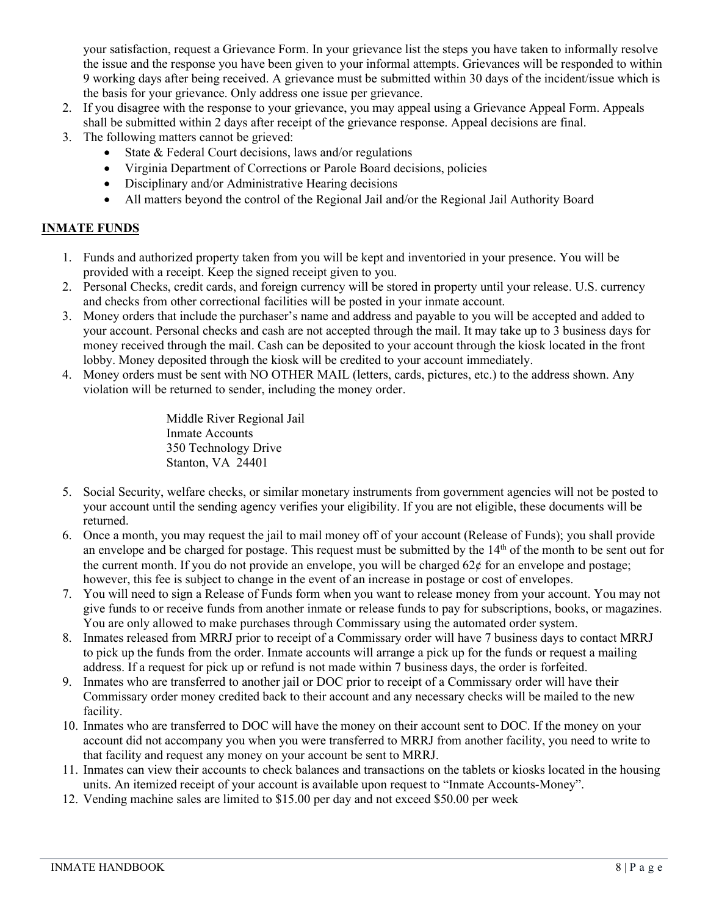your satisfaction, request a Grievance Form. In your grievance list the steps you have taken to informally resolve the issue and the response you have been given to your informal attempts. Grievances will be responded to within 9 working days after being received. A grievance must be submitted within 30 days of the incident/issue which is the basis for your grievance. Only address one issue per grievance.

2. If you disagree with the response to your grievance, you may appeal using a Grievance Appeal Form. Appeals shall be submitted within 2 days after receipt of the grievance response. Appeal decisions are final.
3. The following matters cannot be grieved:
   - State & Federal Court decisions, laws and/or regulations
   - Virginia Department of Corrections or Parole Board decisions, policies
   - Disciplinary and/or Administrative Hearing decisions
   - All matters beyond the control of the Regional Jail and/or the Regional Jail Authority Board

## INMATE FUNDS

1. Funds and authorized property taken from you will be kept and inventoried in your presence. You will be provided with a receipt. Keep the signed receipt given to you.
2. Personal Checks, credit cards, and foreign currency will be stored in property until your release. U.S. currency and checks from other correctional facilities will be posted in your inmate account.
3. Money orders that include the purchaser's name and address and payable to you will be accepted and added to your account. Personal checks and cash are not accepted through the mail. It may take up to 3 business days for money received through the mail. Cash can be deposited to your account through the kiosk located in the front lobby. Money deposited through the kiosk will be credited to your account immediately.
4. Money orders must be sent with NO OTHER MAIL (letters, cards, pictures, etc.) to the address shown. Any violation will be returned to sender, including the money order.

   Middle River Regional Jail
   Inmate Accounts
   350 Technology Drive
   Stanton, VA 24401

5. Social Security, welfare checks, or similar monetary instruments from government agencies will not be posted to your account until the sending agency verifies your eligibility. If you are not eligible, these documents will be returned.
6. Once a month, you may request the jail to mail money off of your account (Release of Funds); you shall provide an envelope and be charged for postage. This request must be submitted by the 14th of the month to be sent out for the current month. If you do not provide an envelope, you will be charged 62¢ for an envelope and postage; however, this fee is subject to change in the event of an increase in postage or cost of envelopes.
7. You will need to sign a Release of Funds form when you want to release money from your account. You may not give funds to or receive funds from another inmate or release funds to pay for subscriptions, books, or magazines. You are only allowed to make purchases through Commissary using the automated order system.
8. Inmates released from MRRJ prior to receipt of a Commissary order will have 7 business days to contact MRRJ to pick up the funds from the order. Inmate accounts will arrange a pick up for the funds or request a mailing address. If a request for pick up or refund is not made within 7 business days, the order is forfeited.
9. Inmates who are transferred to another jail or DOC prior to receipt of a Commissary order will have their Commissary order money credited back to their account and any necessary checks will be mailed to the new facility.
10. Inmates who are transferred to DOC will have the money on their account sent to DOC. If the money on your account did not accompany you when you were transferred to MRRJ from another facility, you need to write to that facility and request any money on your account be sent to MRRJ.
11. Inmates can view their accounts to check balances and transactions on the tablets or kiosks located in the housing units. An itemized receipt of your account is available upon request to "Inmate Accounts-Money".
12. Vending machine sales are limited to $15.00 per day and not exceed $50.00 per week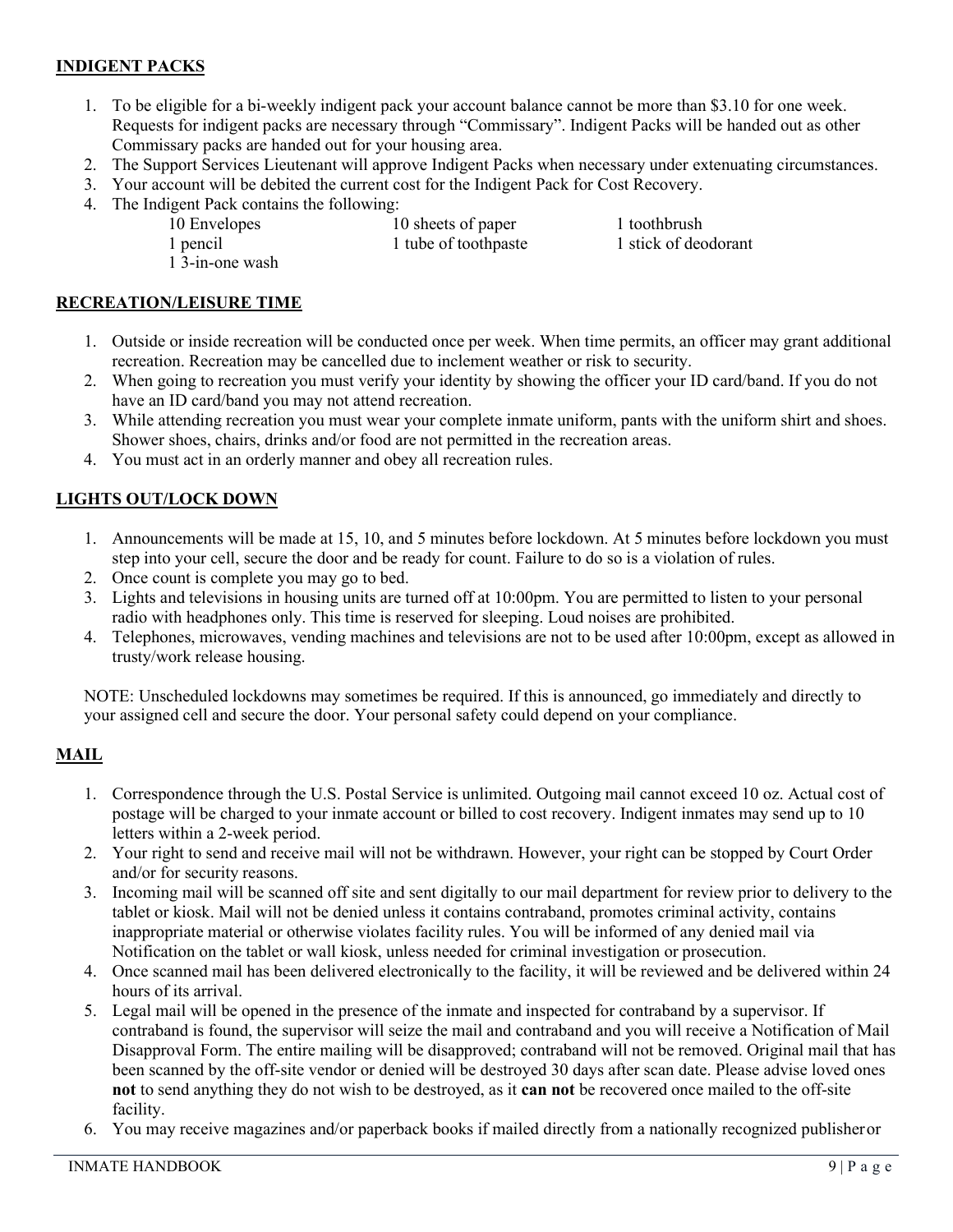## INDIGENT PACKS

1. To be eligible for a bi-weekly indigent pack your account balance cannot be more than $3.10 for one week. Requests for indigent packs are necessary through "Commissary". Indigent Packs will be handed out as other Commissary packs are handed out for your housing area.
2. The Support Services Lieutenant will approve Indigent Packs when necessary under extenuating circumstances.
3. Your account will be debited the current cost for the Indigent Pack for Cost Recovery.
4. The Indigent Pack contains the following:

| | | |
|---|---|---|
| 10 Envelopes | 10 sheets of paper | 1 toothbrush |
| 1 pencil | 1 tube of toothpaste | 1 stick of deodorant |
| 1 3-in-one wash | | |

## RECREATION/LEISURE TIME

1. Outside or inside recreation will be conducted once per week. When time permits, an officer may grant additional recreation. Recreation may be cancelled due to inclement weather or risk to security.
2. When going to recreation you must verify your identity by showing the officer your ID card/band. If you do not have an ID card/band you may not attend recreation.
3. While attending recreation you must wear your complete inmate uniform, pants with the uniform shirt and shoes. Shower shoes, chairs, drinks and/or food are not permitted in the recreation areas.
4. You must act in an orderly manner and obey all recreation rules.

## LIGHTS OUT/LOCK DOWN

1. Announcements will be made at 15, 10, and 5 minutes before lockdown. At 5 minutes before lockdown you must step into your cell, secure the door and be ready for count. Failure to do so is a violation of rules.
2. Once count is complete you may go to bed.
3. Lights and televisions in housing units are turned off at 10:00pm. You are permitted to listen to your personal radio with headphones only. This time is reserved for sleeping. Loud noises are prohibited.
4. Telephones, microwaves, vending machines and televisions are not to be used after 10:00pm, except as allowed in trusty/work release housing.

NOTE: Unscheduled lockdowns may sometimes be required. If this is announced, go immediately and directly to your assigned cell and secure the door. Your personal safety could depend on your compliance.

## MAIL

1. Correspondence through the U.S. Postal Service is unlimited. Outgoing mail cannot exceed 10 oz. Actual cost of postage will be charged to your inmate account or billed to cost recovery. Indigent inmates may send up to 10 letters within a 2-week period.
2. Your right to send and receive mail will not be withdrawn. However, your right can be stopped by Court Order and/or for security reasons.
3. Incoming mail will be scanned off site and sent digitally to our mail department for review prior to delivery to the tablet or kiosk. Mail will not be denied unless it contains contraband, promotes criminal activity, contains inappropriate material or otherwise violates facility rules. You will be informed of any denied mail via Notification on the tablet or wall kiosk, unless needed for criminal investigation or prosecution.
4. Once scanned mail has been delivered electronically to the facility, it will be reviewed and be delivered within 24 hours of its arrival.
5. Legal mail will be opened in the presence of the inmate and inspected for contraband by a supervisor. If contraband is found, the supervisor will seize the mail and contraband and you will receive a Notification of Mail Disapproval Form. The entire mailing will be disapproved; contraband will not be removed. Original mail that has been scanned by the off-site vendor or denied will be destroyed 30 days after scan date. Please advise loved ones **not** to send anything they do not wish to be destroyed, as it **can not** be recovered once mailed to the off-site facility.
6. You may receive magazines and/or paperback books if mailed directly from a nationally recognized publisher or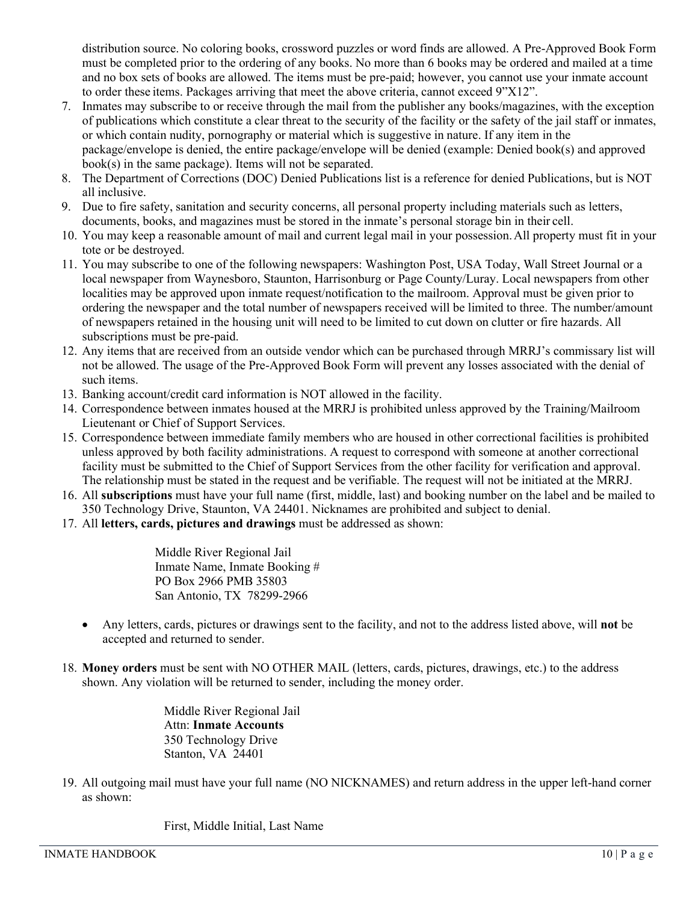distribution source. No coloring books, crossword puzzles or word finds are allowed. A Pre-Approved Book Form must be completed prior to the ordering of any books. No more than 6 books may be ordered and mailed at a time and no box sets of books are allowed. The items must be pre-paid; however, you cannot use your inmate account to order these items. Packages arriving that meet the above criteria, cannot exceed 9"X12".

7. Inmates may subscribe to or receive through the mail from the publisher any books/magazines, with the exception of publications which constitute a clear threat to the security of the facility or the safety of the jail staff or inmates, or which contain nudity, pornography or material which is suggestive in nature. If any item in the package/envelope is denied, the entire package/envelope will be denied (example: Denied book(s) and approved book(s) in the same package). Items will not be separated.
8. The Department of Corrections (DOC) Denied Publications list is a reference for denied Publications, but is NOT all inclusive.
9. Due to fire safety, sanitation and security concerns, all personal property including materials such as letters, documents, books, and magazines must be stored in the inmate's personal storage bin in their cell.
10. You may keep a reasonable amount of mail and current legal mail in your possession. All property must fit in your tote or be destroyed.
11. You may subscribe to one of the following newspapers: Washington Post, USA Today, Wall Street Journal or a local newspaper from Waynesboro, Staunton, Harrisonburg or Page County/Luray. Local newspapers from other localities may be approved upon inmate request/notification to the mailroom. Approval must be given prior to ordering the newspaper and the total number of newspapers received will be limited to three. The number/amount of newspapers retained in the housing unit will need to be limited to cut down on clutter or fire hazards. All subscriptions must be pre-paid.
12. Any items that are received from an outside vendor which can be purchased through MRRJ's commissary list will not be allowed. The usage of the Pre-Approved Book Form will prevent any losses associated with the denial of such items.
13. Banking account/credit card information is NOT allowed in the facility.
14. Correspondence between inmates housed at the MRRJ is prohibited unless approved by the Training/Mailroom Lieutenant or Chief of Support Services.
15. Correspondence between immediate family members who are housed in other correctional facilities is prohibited unless approved by both facility administrations. A request to correspond with someone at another correctional facility must be submitted to the Chief of Support Services from the other facility for verification and approval. The relationship must be stated in the request and be verifiable. The request will not be initiated at the MRRJ.
16. All **subscriptions** must have your full name (first, middle, last) and booking number on the label and be mailed to 350 Technology Drive, Staunton, VA 24401. Nicknames are prohibited and subject to denial.
17. All **letters, cards, pictures and drawings** must be addressed as shown:

    Middle River Regional Jail
    Inmate Name, Inmate Booking #
    PO Box 2966 PMB 35803
    San Antonio, TX 78299-2966

    - Any letters, cards, pictures or drawings sent to the facility, and not to the address listed above, will **not** be accepted and returned to sender.

18. **Money orders** must be sent with NO OTHER MAIL (letters, cards, pictures, drawings, etc.) to the address shown. Any violation will be returned to sender, including the money order.

    Middle River Regional Jail
    Attn: **Inmate Accounts**
    350 Technology Drive
    Stanton, VA 24401

19. All outgoing mail must have your full name (NO NICKNAMES) and return address in the upper left-hand corner as shown:

    First, Middle Initial, Last Name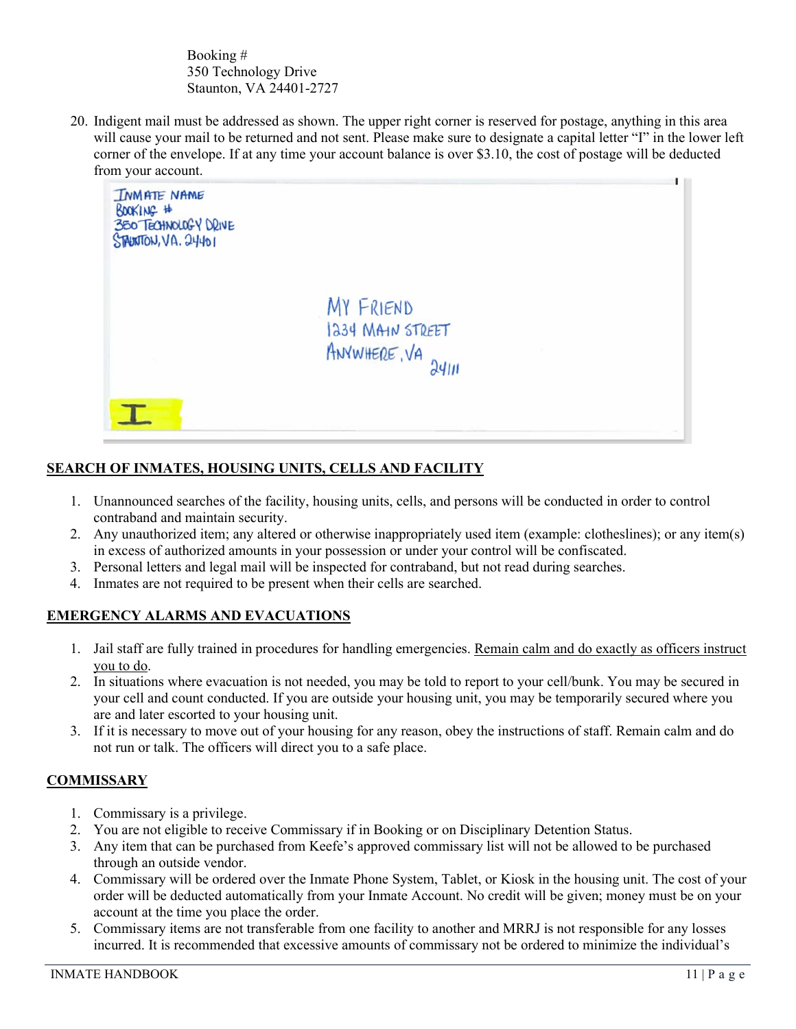Booking #
350 Technology Drive
Staunton, VA 24401-2727

20. Indigent mail must be addressed as shown. The upper right corner is reserved for postage, anything in this area will cause your mail to be returned and not sent. Please make sure to designate a capital letter "I" in the lower left corner of the envelope. If at any time your account balance is over $3.10, the cost of postage will be deducted from your account.

INMATE NAME
BOOKING #
350 TECHNOLOGY DRIVE
STAUNTON, VA. 24401

MY FRIEND
1234 MAIN STREET
ANYWHERE, VA 24111

I

## SEARCH OF INMATES, HOUSING UNITS, CELLS AND FACILITY

1. Unannounced searches of the facility, housing units, cells, and persons will be conducted in order to control contraband and maintain security.
2. Any unauthorized item; any altered or otherwise inappropriately used item (example: clotheslines); or any item(s) in excess of authorized amounts in your possession or under your control will be confiscated.
3. Personal letters and legal mail will be inspected for contraband, but not read during searches.
4. Inmates are not required to be present when their cells are searched.

## EMERGENCY ALARMS AND EVACUATIONS

1. Jail staff are fully trained in procedures for handling emergencies. Remain calm and do exactly as officers instruct you to do.
2. In situations where evacuation is not needed, you may be told to report to your cell/bunk. You may be secured in your cell and count conducted. If you are outside your housing unit, you may be temporarily secured where you are and later escorted to your housing unit.
3. If it is necessary to move out of your housing for any reason, obey the instructions of staff. Remain calm and do not run or talk. The officers will direct you to a safe place.

## COMMISSARY

1. Commissary is a privilege.
2. You are not eligible to receive Commissary if in Booking or on Disciplinary Detention Status.
3. Any item that can be purchased from Keefe's approved commissary list will not be allowed to be purchased through an outside vendor.
4. Commissary will be ordered over the Inmate Phone System, Tablet, or Kiosk in the housing unit. The cost of your order will be deducted automatically from your Inmate Account. No credit will be given; money must be on your account at the time you place the order.
5. Commissary items are not transferable from one facility to another and MRRJ is not responsible for any losses incurred. It is recommended that excessive amounts of commissary not be ordered to minimize the individual's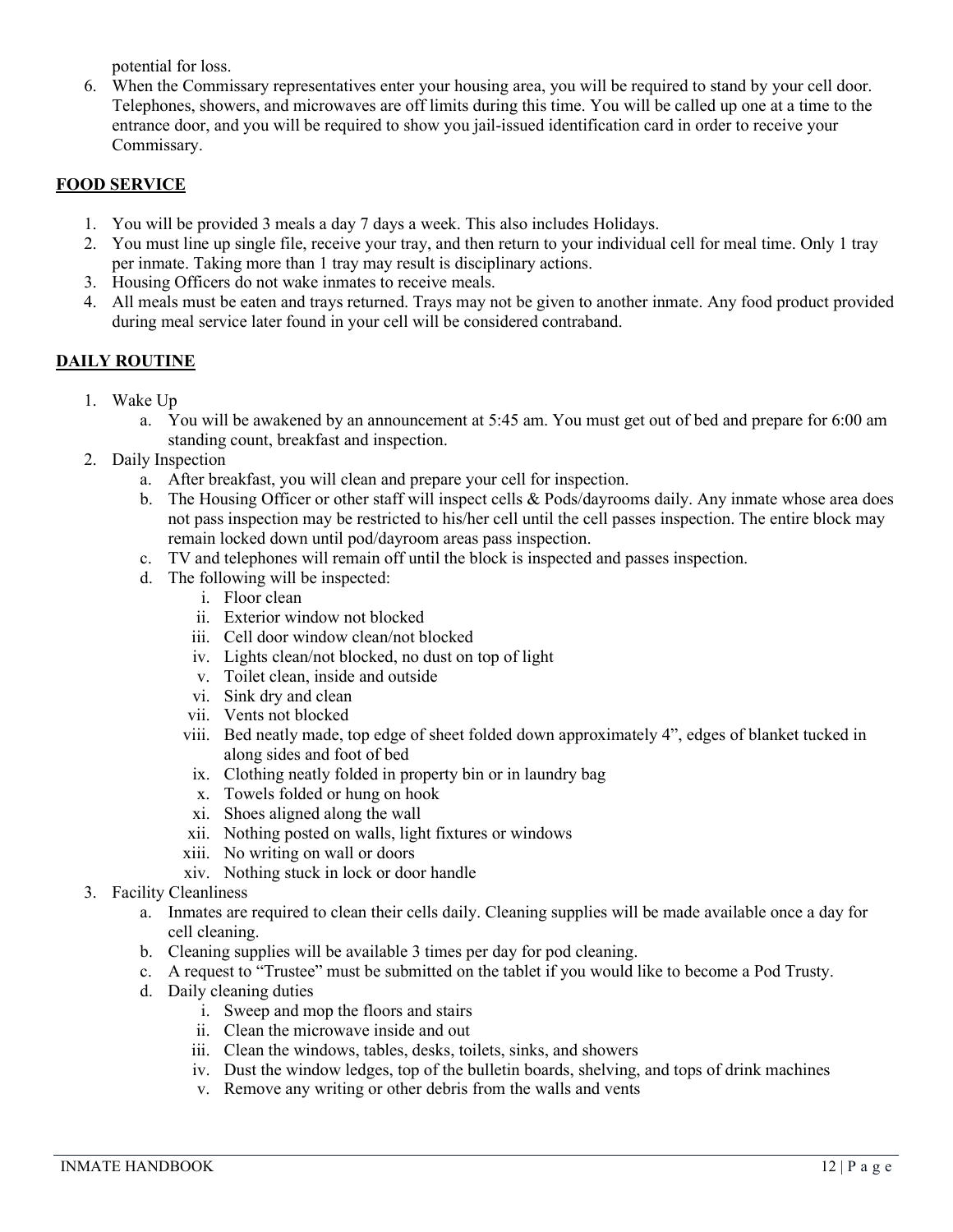potential for loss.

6. When the Commissary representatives enter your housing area, you will be required to stand by your cell door. Telephones, showers, and microwaves are off limits during this time. You will be called up one at a time to the entrance door, and you will be required to show you jail-issued identification card in order to receive your Commissary.

## FOOD SERVICE

1. You will be provided 3 meals a day 7 days a week. This also includes Holidays.
2. You must line up single file, receive your tray, and then return to your individual cell for meal time. Only 1 tray per inmate. Taking more than 1 tray may result is disciplinary actions.
3. Housing Officers do not wake inmates to receive meals.
4. All meals must be eaten and trays returned. Trays may not be given to another inmate. Any food product provided during meal service later found in your cell will be considered contraband.

## DAILY ROUTINE

1. Wake Up
   a. You will be awakened by an announcement at 5:45 am. You must get out of bed and prepare for 6:00 am standing count, breakfast and inspection.
2. Daily Inspection
   a. After breakfast, you will clean and prepare your cell for inspection.
   b. The Housing Officer or other staff will inspect cells & Pods/dayrooms daily. Any inmate whose area does not pass inspection may be restricted to his/her cell until the cell passes inspection. The entire block may remain locked down until pod/dayroom areas pass inspection.
   c. TV and telephones will remain off until the block is inspected and passes inspection.
   d. The following will be inspected:
      i. Floor clean
      ii. Exterior window not blocked
      iii. Cell door window clean/not blocked
      iv. Lights clean/not blocked, no dust on top of light
      v. Toilet clean, inside and outside
      vi. Sink dry and clean
      vii. Vents not blocked
      viii. Bed neatly made, top edge of sheet folded down approximately 4", edges of blanket tucked in along sides and foot of bed
      ix. Clothing neatly folded in property bin or in laundry bag
      x. Towels folded or hung on hook
      xi. Shoes aligned along the wall
      xii. Nothing posted on walls, light fixtures or windows
      xiii. No writing on wall or doors
      xiv. Nothing stuck in lock or door handle
3. Facility Cleanliness
   a. Inmates are required to clean their cells daily. Cleaning supplies will be made available once a day for cell cleaning.
   b. Cleaning supplies will be available 3 times per day for pod cleaning.
   c. A request to "Trustee" must be submitted on the tablet if you would like to become a Pod Trusty.
   d. Daily cleaning duties
      i. Sweep and mop the floors and stairs
      ii. Clean the microwave inside and out
      iii. Clean the windows, tables, desks, toilets, sinks, and showers
      iv. Dust the window ledges, top of the bulletin boards, shelving, and tops of drink machines
      v. Remove any writing or other debris from the walls and vents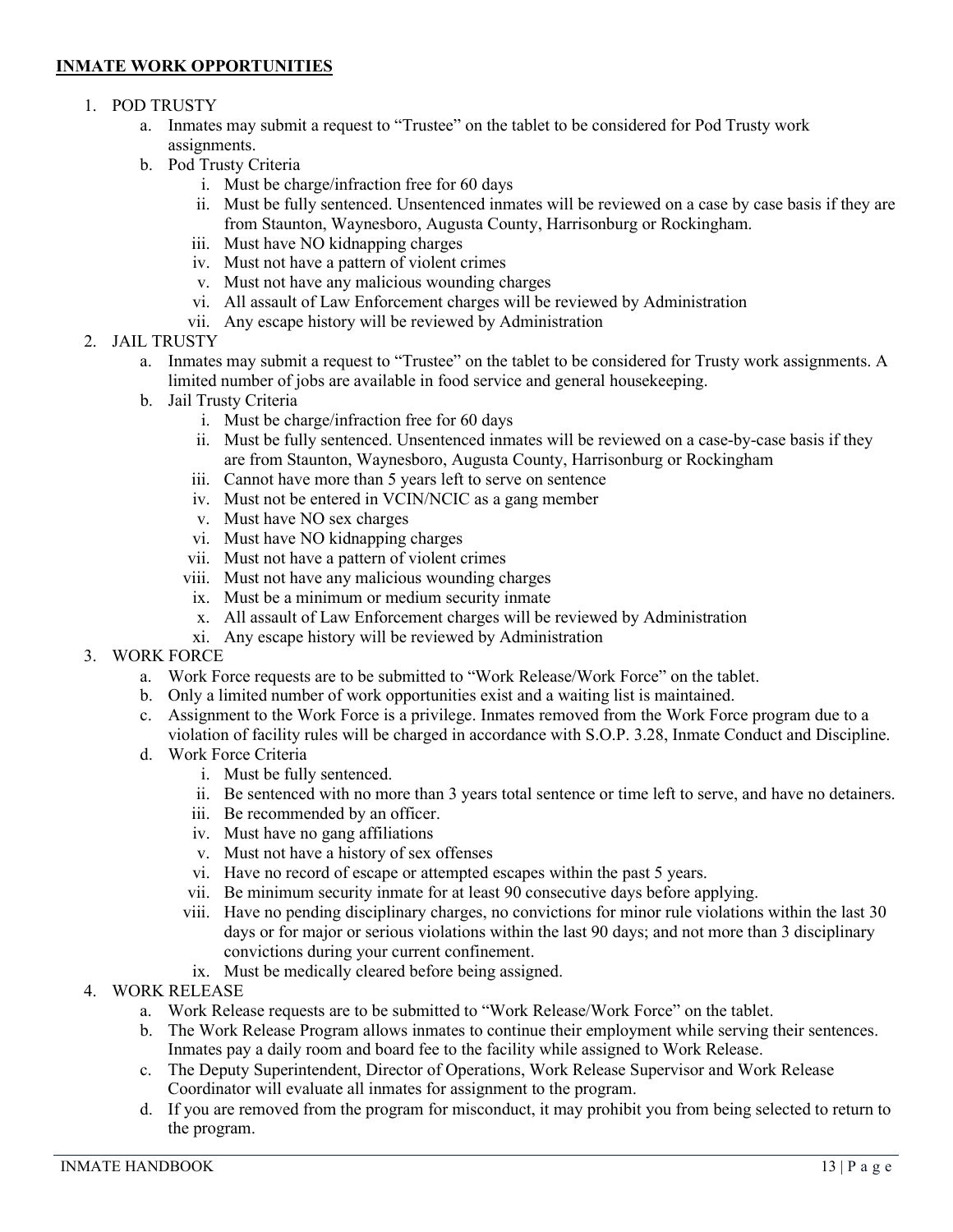## INMATE WORK OPPORTUNITIES

1. POD TRUSTY
   a. Inmates may submit a request to "Trustee" on the tablet to be considered for Pod Trusty work assignments.
   b. Pod Trusty Criteria
      i. Must be charge/infraction free for 60 days
      ii. Must be fully sentenced. Unsentenced inmates will be reviewed on a case by case basis if they are from Staunton, Waynesboro, Augusta County, Harrisonburg or Rockingham.
      iii. Must have NO kidnapping charges
      iv. Must not have a pattern of violent crimes
      v. Must not have any malicious wounding charges
      vi. All assault of Law Enforcement charges will be reviewed by Administration
      vii. Any escape history will be reviewed by Administration
2. JAIL TRUSTY
   a. Inmates may submit a request to "Trustee" on the tablet to be considered for Trusty work assignments. A limited number of jobs are available in food service and general housekeeping.
   b. Jail Trusty Criteria
      i. Must be charge/infraction free for 60 days
      ii. Must be fully sentenced. Unsentenced inmates will be reviewed on a case-by-case basis if they are from Staunton, Waynesboro, Augusta County, Harrisonburg or Rockingham
      iii. Cannot have more than 5 years left to serve on sentence
      iv. Must not be entered in VCIN/NCIC as a gang member
      v. Must have NO sex charges
      vi. Must have NO kidnapping charges
      vii. Must not have a pattern of violent crimes
      viii. Must not have any malicious wounding charges
      ix. Must be a minimum or medium security inmate
      x. All assault of Law Enforcement charges will be reviewed by Administration
      xi. Any escape history will be reviewed by Administration
3. WORK FORCE
   a. Work Force requests are to be submitted to "Work Release/Work Force" on the tablet.
   b. Only a limited number of work opportunities exist and a waiting list is maintained.
   c. Assignment to the Work Force is a privilege. Inmates removed from the Work Force program due to a violation of facility rules will be charged in accordance with S.O.P. 3.28, Inmate Conduct and Discipline.
   d. Work Force Criteria
      i. Must be fully sentenced.
      ii. Be sentenced with no more than 3 years total sentence or time left to serve, and have no detainers.
      iii. Be recommended by an officer.
      iv. Must have no gang affiliations
      v. Must not have a history of sex offenses
      vi. Have no record of escape or attempted escapes within the past 5 years.
      vii. Be minimum security inmate for at least 90 consecutive days before applying.
      viii. Have no pending disciplinary charges, no convictions for minor rule violations within the last 30 days or for major or serious violations within the last 90 days; and not more than 3 disciplinary convictions during your current confinement.
      ix. Must be medically cleared before being assigned.
4. WORK RELEASE
   a. Work Release requests are to be submitted to "Work Release/Work Force" on the tablet.
   b. The Work Release Program allows inmates to continue their employment while serving their sentences. Inmates pay a daily room and board fee to the facility while assigned to Work Release.
   c. The Deputy Superintendent, Director of Operations, Work Release Supervisor and Work Release Coordinator will evaluate all inmates for assignment to the program.
   d. If you are removed from the program for misconduct, it may prohibit you from being selected to return to the program.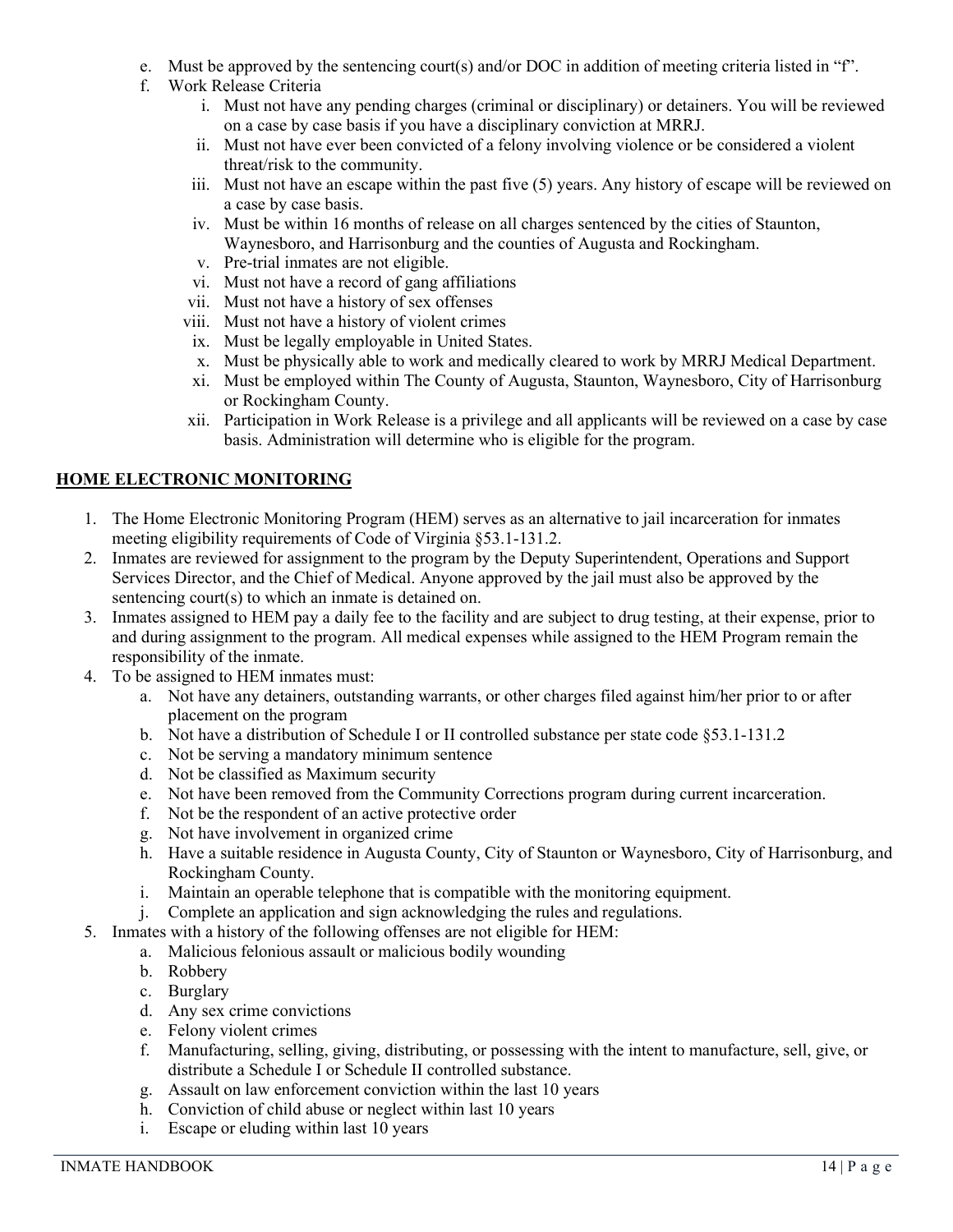e. Must be approved by the sentencing court(s) and/or DOC in addition of meeting criteria listed in "f".
f. Work Release Criteria
   i. Must not have any pending charges (criminal or disciplinary) or detainers. You will be reviewed on a case by case basis if you have a disciplinary conviction at MRRJ.
   ii. Must not have ever been convicted of a felony involving violence or be considered a violent threat/risk to the community.
   iii. Must not have an escape within the past five (5) years. Any history of escape will be reviewed on a case by case basis.
   iv. Must be within 16 months of release on all charges sentenced by the cities of Staunton, Waynesboro, and Harrisonburg and the counties of Augusta and Rockingham.
   v. Pre-trial inmates are not eligible.
   vi. Must not have a record of gang affiliations
   vii. Must not have a history of sex offenses
   viii. Must not have a history of violent crimes
   ix. Must be legally employable in United States.
   x. Must be physically able to work and medically cleared to work by MRRJ Medical Department.
   xi. Must be employed within The County of Augusta, Staunton, Waynesboro, City of Harrisonburg or Rockingham County.
   xii. Participation in Work Release is a privilege and all applicants will be reviewed on a case by case basis. Administration will determine who is eligible for the program.

## HOME ELECTRONIC MONITORING

1. The Home Electronic Monitoring Program (HEM) serves as an alternative to jail incarceration for inmates meeting eligibility requirements of Code of Virginia §53.1-131.2.
2. Inmates are reviewed for assignment to the program by the Deputy Superintendent, Operations and Support Services Director, and the Chief of Medical. Anyone approved by the jail must also be approved by the sentencing court(s) to which an inmate is detained on.
3. Inmates assigned to HEM pay a daily fee to the facility and are subject to drug testing, at their expense, prior to and during assignment to the program. All medical expenses while assigned to the HEM Program remain the responsibility of the inmate.
4. To be assigned to HEM inmates must:
   a. Not have any detainers, outstanding warrants, or other charges filed against him/her prior to or after placement on the program
   b. Not have a distribution of Schedule I or II controlled substance per state code §53.1-131.2
   c. Not be serving a mandatory minimum sentence
   d. Not be classified as Maximum security
   e. Not have been removed from the Community Corrections program during current incarceration.
   f. Not be the respondent of an active protective order
   g. Not have involvement in organized crime
   h. Have a suitable residence in Augusta County, City of Staunton or Waynesboro, City of Harrisonburg, and Rockingham County.
   i. Maintain an operable telephone that is compatible with the monitoring equipment.
   j. Complete an application and sign acknowledging the rules and regulations.
5. Inmates with a history of the following offenses are not eligible for HEM:
   a. Malicious felonious assault or malicious bodily wounding
   b. Robbery
   c. Burglary
   d. Any sex crime convictions
   e. Felony violent crimes
   f. Manufacturing, selling, giving, distributing, or possessing with the intent to manufacture, sell, give, or distribute a Schedule I or Schedule II controlled substance.
   g. Assault on law enforcement conviction within the last 10 years
   h. Conviction of child abuse or neglect within last 10 years
   i. Escape or eluding within last 10 years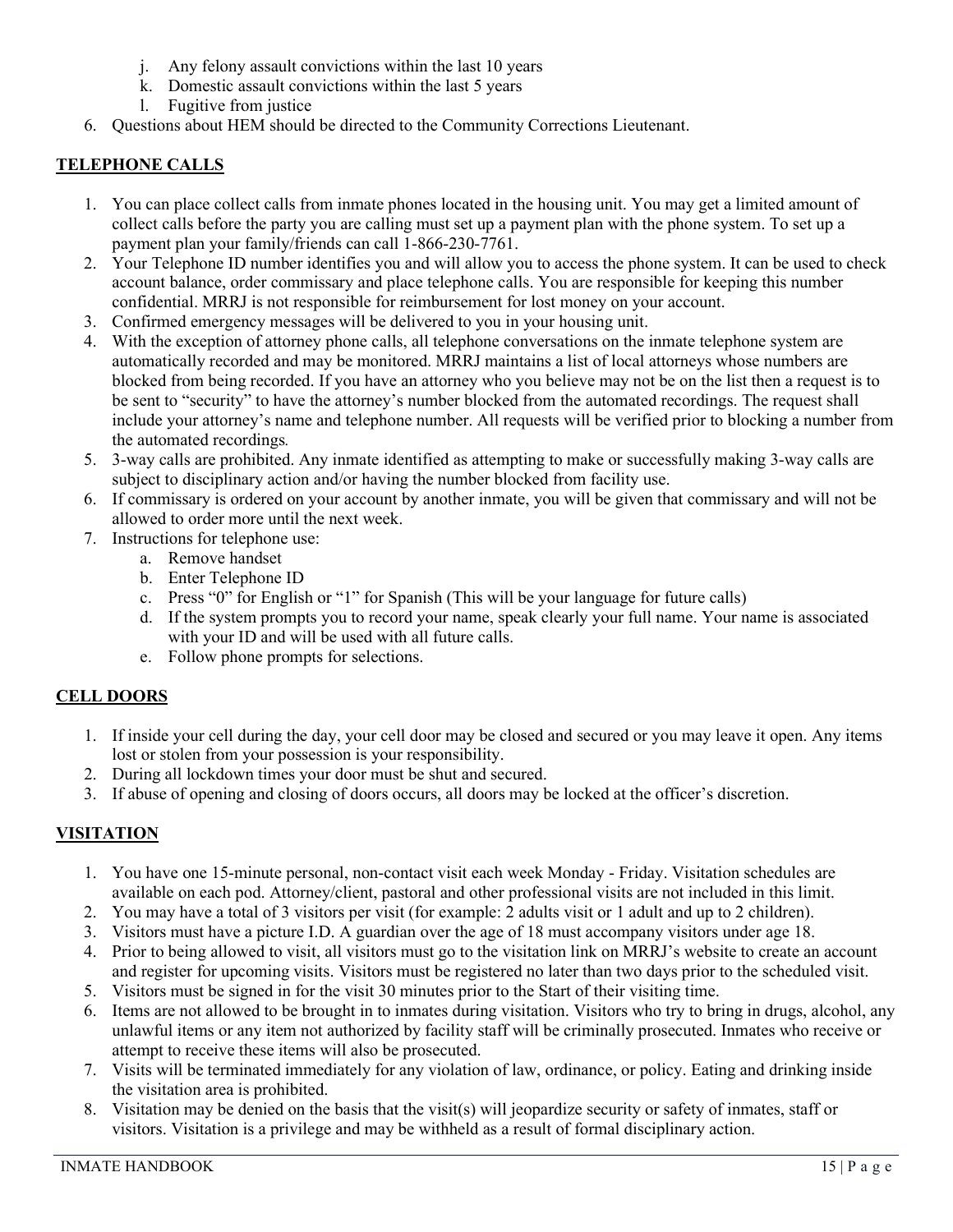j. Any felony assault convictions within the last 10 years
   k. Domestic assault convictions within the last 5 years
   l. Fugitive from justice
6. Questions about HEM should be directed to the Community Corrections Lieutenant.

**TELEPHONE CALLS**

1. You can place collect calls from inmate phones located in the housing unit. You may get a limited amount of collect calls before the party you are calling must set up a payment plan with the phone system. To set up a payment plan your family/friends can call 1-866-230-7761.
2. Your Telephone ID number identifies you and will allow you to access the phone system. It can be used to check account balance, order commissary and place telephone calls. You are responsible for keeping this number confidential. MRRJ is not responsible for reimbursement for lost money on your account.
3. Confirmed emergency messages will be delivered to you in your housing unit.
4. With the exception of attorney phone calls, all telephone conversations on the inmate telephone system are automatically recorded and may be monitored. MRRJ maintains a list of local attorneys whose numbers are blocked from being recorded. If you have an attorney who you believe may not be on the list then a request is to be sent to "security" to have the attorney's number blocked from the automated recordings. The request shall include your attorney's name and telephone number. All requests will be verified prior to blocking a number from the automated recordings.
5. 3-way calls are prohibited. Any inmate identified as attempting to make or successfully making 3-way calls are subject to disciplinary action and/or having the number blocked from facility use.
6. If commissary is ordered on your account by another inmate, you will be given that commissary and will not be allowed to order more until the next week.
7. Instructions for telephone use:
   a. Remove handset
   b. Enter Telephone ID
   c. Press "0" for English or "1" for Spanish (This will be your language for future calls)
   d. If the system prompts you to record your name, speak clearly your full name. Your name is associated with your ID and will be used with all future calls.
   e. Follow phone prompts for selections.

**CELL DOORS**

1. If inside your cell during the day, your cell door may be closed and secured or you may leave it open. Any items lost or stolen from your possession is your responsibility.
2. During all lockdown times your door must be shut and secured.
3. If abuse of opening and closing of doors occurs, all doors may be locked at the officer's discretion.

**VISITATION**

1. You have one 15-minute personal, non-contact visit each week Monday - Friday. Visitation schedules are available on each pod. Attorney/client, pastoral and other professional visits are not included in this limit.
2. You may have a total of 3 visitors per visit (for example: 2 adults visit or 1 adult and up to 2 children).
3. Visitors must have a picture I.D. A guardian over the age of 18 must accompany visitors under age 18.
4. Prior to being allowed to visit, all visitors must go to the visitation link on MRRJ's website to create an account and register for upcoming visits. Visitors must be registered no later than two days prior to the scheduled visit.
5. Visitors must be signed in for the visit 30 minutes prior to the Start of their visiting time.
6. Items are not allowed to be brought in to inmates during visitation. Visitors who try to bring in drugs, alcohol, any unlawful items or any item not authorized by facility staff will be criminally prosecuted. Inmates who receive or attempt to receive these items will also be prosecuted.
7. Visits will be terminated immediately for any violation of law, ordinance, or policy. Eating and drinking inside the visitation area is prohibited.
8. Visitation may be denied on the basis that the visit(s) will jeopardize security or safety of inmates, staff or visitors. Visitation is a privilege and may be withheld as a result of formal disciplinary action.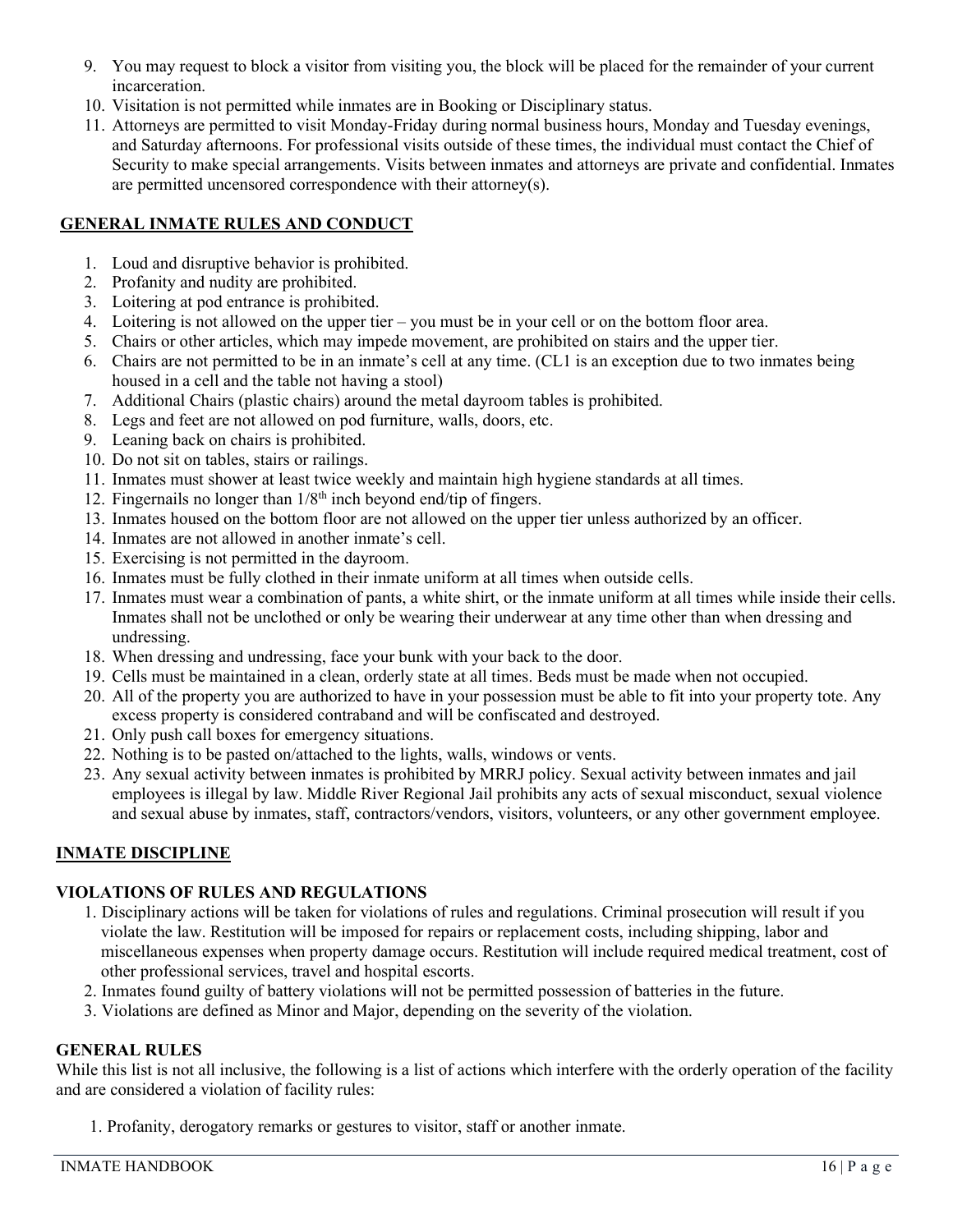9. You may request to block a visitor from visiting you, the block will be placed for the remainder of your current incarceration.
10. Visitation is not permitted while inmates are in Booking or Disciplinary status.
11. Attorneys are permitted to visit Monday-Friday during normal business hours, Monday and Tuesday evenings, and Saturday afternoons. For professional visits outside of these times, the individual must contact the Chief of Security to make special arrangements. Visits between inmates and attorneys are private and confidential. Inmates are permitted uncensored correspondence with their attorney(s).

## GENERAL INMATE RULES AND CONDUCT

1. Loud and disruptive behavior is prohibited.
2. Profanity and nudity are prohibited.
3. Loitering at pod entrance is prohibited.
4. Loitering is not allowed on the upper tier – you must be in your cell or on the bottom floor area.
5. Chairs or other articles, which may impede movement, are prohibited on stairs and the upper tier.
6. Chairs are not permitted to be in an inmate's cell at any time. (CL1 is an exception due to two inmates being housed in a cell and the table not having a stool)
7. Additional Chairs (plastic chairs) around the metal dayroom tables is prohibited.
8. Legs and feet are not allowed on pod furniture, walls, doors, etc.
9. Leaning back on chairs is prohibited.
10. Do not sit on tables, stairs or railings.
11. Inmates must shower at least twice weekly and maintain high hygiene standards at all times.
12. Fingernails no longer than 1/8th inch beyond end/tip of fingers.
13. Inmates housed on the bottom floor are not allowed on the upper tier unless authorized by an officer.
14. Inmates are not allowed in another inmate's cell.
15. Exercising is not permitted in the dayroom.
16. Inmates must be fully clothed in their inmate uniform at all times when outside cells.
17. Inmates must wear a combination of pants, a white shirt, or the inmate uniform at all times while inside their cells. Inmates shall not be unclothed or only be wearing their underwear at any time other than when dressing and undressing.
18. When dressing and undressing, face your bunk with your back to the door.
19. Cells must be maintained in a clean, orderly state at all times. Beds must be made when not occupied.
20. All of the property you are authorized to have in your possession must be able to fit into your property tote. Any excess property is considered contraband and will be confiscated and destroyed.
21. Only push call boxes for emergency situations.
22. Nothing is to be pasted on/attached to the lights, walls, windows or vents.
23. Any sexual activity between inmates is prohibited by MRRJ policy. Sexual activity between inmates and jail employees is illegal by law. Middle River Regional Jail prohibits any acts of sexual misconduct, sexual violence and sexual abuse by inmates, staff, contractors/vendors, visitors, volunteers, or any other government employee.

## INMATE DISCIPLINE

### VIOLATIONS OF RULES AND REGULATIONS

1. Disciplinary actions will be taken for violations of rules and regulations. Criminal prosecution will result if you violate the law. Restitution will be imposed for repairs or replacement costs, including shipping, labor and miscellaneous expenses when property damage occurs. Restitution will include required medical treatment, cost of other professional services, travel and hospital escorts.
2. Inmates found guilty of battery violations will not be permitted possession of batteries in the future.
3. Violations are defined as Minor and Major, depending on the severity of the violation.

### GENERAL RULES

While this list is not all inclusive, the following is a list of actions which interfere with the orderly operation of the facility and are considered a violation of facility rules:

1. Profanity, derogatory remarks or gestures to visitor, staff or another inmate.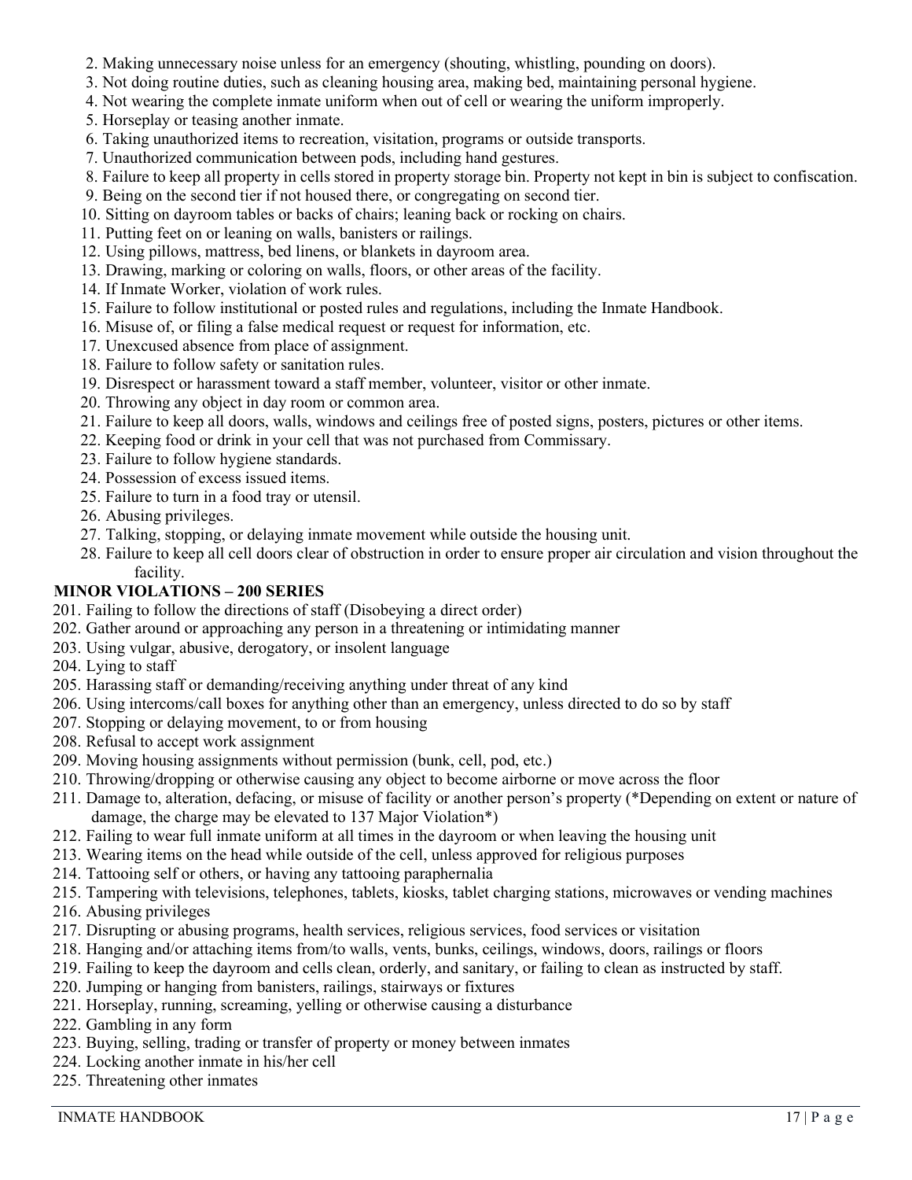2. Making unnecessary noise unless for an emergency (shouting, whistling, pounding on doors).
3. Not doing routine duties, such as cleaning housing area, making bed, maintaining personal hygiene.
4. Not wearing the complete inmate uniform when out of cell or wearing the uniform improperly.
5. Horseplay or teasing another inmate.
6. Taking unauthorized items to recreation, visitation, programs or outside transports.
7. Unauthorized communication between pods, including hand gestures.
8. Failure to keep all property in cells stored in property storage bin. Property not kept in bin is subject to confiscation.
9. Being on the second tier if not housed there, or congregating on second tier.
10. Sitting on dayroom tables or backs of chairs; leaning back or rocking on chairs.
11. Putting feet on or leaning on walls, banisters or railings.
12. Using pillows, mattress, bed linens, or blankets in dayroom area.
13. Drawing, marking or coloring on walls, floors, or other areas of the facility.
14. If Inmate Worker, violation of work rules.
15. Failure to follow institutional or posted rules and regulations, including the Inmate Handbook.
16. Misuse of, or filing a false medical request or request for information, etc.
17. Unexcused absence from place of assignment.
18. Failure to follow safety or sanitation rules.
19. Disrespect or harassment toward a staff member, volunteer, visitor or other inmate.
20. Throwing any object in day room or common area.
21. Failure to keep all doors, walls, windows and ceilings free of posted signs, posters, pictures or other items.
22. Keeping food or drink in your cell that was not purchased from Commissary.
23. Failure to follow hygiene standards.
24. Possession of excess issued items.
25. Failure to turn in a food tray or utensil.
26. Abusing privileges.
27. Talking, stopping, or delaying inmate movement while outside the housing unit.
28. Failure to keep all cell doors clear of obstruction in order to ensure proper air circulation and vision throughout the facility.

**MINOR VIOLATIONS – 200 SERIES**

201. Failing to follow the directions of staff (Disobeying a direct order)
202. Gather around or approaching any person in a threatening or intimidating manner
203. Using vulgar, abusive, derogatory, or insolent language
204. Lying to staff
205. Harassing staff or demanding/receiving anything under threat of any kind
206. Using intercoms/call boxes for anything other than an emergency, unless directed to do so by staff
207. Stopping or delaying movement, to or from housing
208. Refusal to accept work assignment
209. Moving housing assignments without permission (bunk, cell, pod, etc.)
210. Throwing/dropping or otherwise causing any object to become airborne or move across the floor
211. Damage to, alteration, defacing, or misuse of facility or another person's property (*Depending on extent or nature of damage, the charge may be elevated to 137 Major Violation*)
212. Failing to wear full inmate uniform at all times in the dayroom or when leaving the housing unit
213. Wearing items on the head while outside of the cell, unless approved for religious purposes
214. Tattooing self or others, or having any tattooing paraphernalia
215. Tampering with televisions, telephones, tablets, kiosks, tablet charging stations, microwaves or vending machines
216. Abusing privileges
217. Disrupting or abusing programs, health services, religious services, food services or visitation
218. Hanging and/or attaching items from/to walls, vents, bunks, ceilings, windows, doors, railings or floors
219. Failing to keep the dayroom and cells clean, orderly, and sanitary, or failing to clean as instructed by staff.
220. Jumping or hanging from banisters, railings, stairways or fixtures
221. Horseplay, running, screaming, yelling or otherwise causing a disturbance
222. Gambling in any form
223. Buying, selling, trading or transfer of property or money between inmates
224. Locking another inmate in his/her cell
225. Threatening other inmates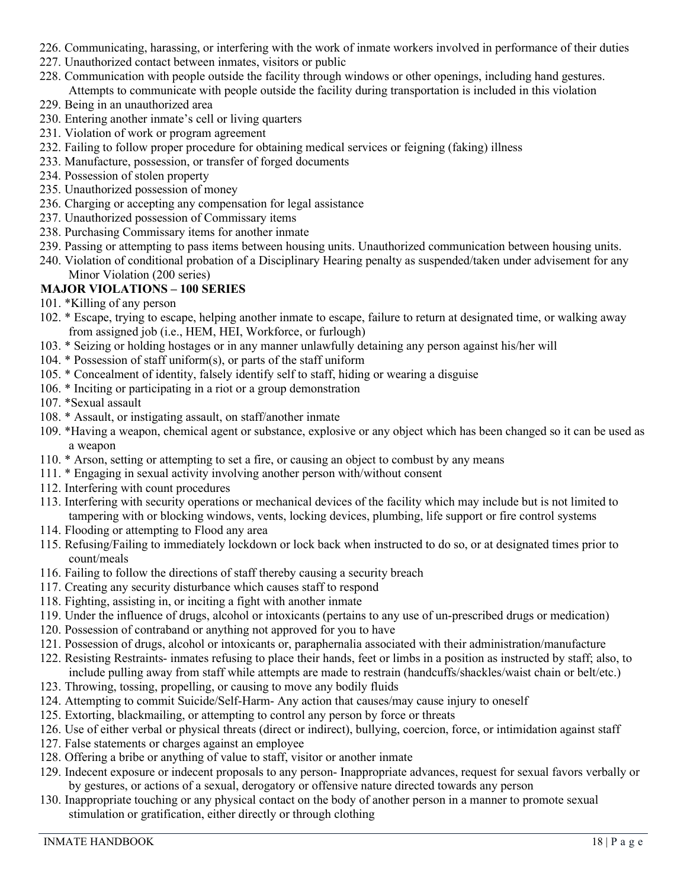226. Communicating, harassing, or interfering with the work of inmate workers involved in performance of their duties
227. Unauthorized contact between inmates, visitors or public
228. Communication with people outside the facility through windows or other openings, including hand gestures. Attempts to communicate with people outside the facility during transportation is included in this violation
229. Being in an unauthorized area
230. Entering another inmate's cell or living quarters
231. Violation of work or program agreement
232. Failing to follow proper procedure for obtaining medical services or feigning (faking) illness
233. Manufacture, possession, or transfer of forged documents
234. Possession of stolen property
235. Unauthorized possession of money
236. Charging or accepting any compensation for legal assistance
237. Unauthorized possession of Commissary items
238. Purchasing Commissary items for another inmate
239. Passing or attempting to pass items between housing units. Unauthorized communication between housing units.
240. Violation of conditional probation of a Disciplinary Hearing penalty as suspended/taken under advisement for any Minor Violation (200 series)

**MAJOR VIOLATIONS – 100 SERIES**

101. *Killing of any person
102. * Escape, trying to escape, helping another inmate to escape, failure to return at designated time, or walking away from assigned job (i.e., HEM, HEI, Workforce, or furlough)
103. * Seizing or holding hostages or in any manner unlawfully detaining any person against his/her will
104. * Possession of staff uniform(s), or parts of the staff uniform
105. * Concealment of identity, falsely identify self to staff, hiding or wearing a disguise
106. * Inciting or participating in a riot or a group demonstration
107. *Sexual assault
108. * Assault, or instigating assault, on staff/another inmate
109. *Having a weapon, chemical agent or substance, explosive or any object which has been changed so it can be used as a weapon
110. * Arson, setting or attempting to set a fire, or causing an object to combust by any means
111. * Engaging in sexual activity involving another person with/without consent
112. Interfering with count procedures
113. Interfering with security operations or mechanical devices of the facility which may include but is not limited to tampering with or blocking windows, vents, locking devices, plumbing, life support or fire control systems
114. Flooding or attempting to Flood any area
115. Refusing/Failing to immediately lockdown or lock back when instructed to do so, or at designated times prior to count/meals
116. Failing to follow the directions of staff thereby causing a security breach
117. Creating any security disturbance which causes staff to respond
118. Fighting, assisting in, or inciting a fight with another inmate
119. Under the influence of drugs, alcohol or intoxicants (pertains to any use of un-prescribed drugs or medication)
120. Possession of contraband or anything not approved for you to have
121. Possession of drugs, alcohol or intoxicants or, paraphernalia associated with their administration/manufacture
122. Resisting Restraints- inmates refusing to place their hands, feet or limbs in a position as instructed by staff; also, to include pulling away from staff while attempts are made to restrain (handcuffs/shackles/waist chain or belt/etc.)
123. Throwing, tossing, propelling, or causing to move any bodily fluids
124. Attempting to commit Suicide/Self-Harm- Any action that causes/may cause injury to oneself
125. Extorting, blackmailing, or attempting to control any person by force or threats
126. Use of either verbal or physical threats (direct or indirect), bullying, coercion, force, or intimidation against staff
127. False statements or charges against an employee
128. Offering a bribe or anything of value to staff, visitor or another inmate
129. Indecent exposure or indecent proposals to any person- Inappropriate advances, request for sexual favors verbally or by gestures, or actions of a sexual, derogatory or offensive nature directed towards any person
130. Inappropriate touching or any physical contact on the body of another person in a manner to promote sexual stimulation or gratification, either directly or through clothing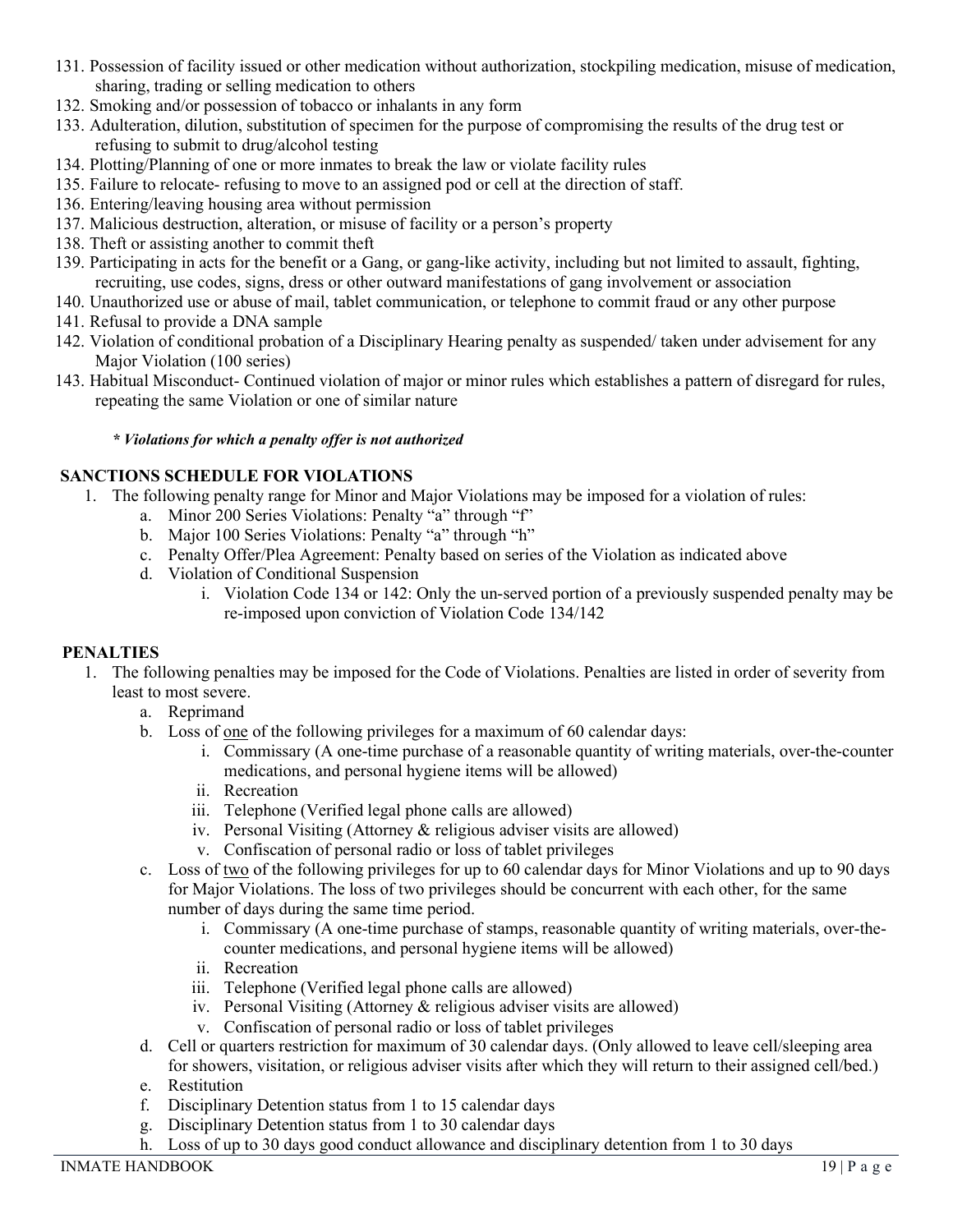131. Possession of facility issued or other medication without authorization, stockpiling medication, misuse of medication, sharing, trading or selling medication to others
132. Smoking and/or possession of tobacco or inhalants in any form
133. Adulteration, dilution, substitution of specimen for the purpose of compromising the results of the drug test or refusing to submit to drug/alcohol testing
134. Plotting/Planning of one or more inmates to break the law or violate facility rules
135. Failure to relocate- refusing to move to an assigned pod or cell at the direction of staff.
136. Entering/leaving housing area without permission
137. Malicious destruction, alteration, or misuse of facility or a person's property
138. Theft or assisting another to commit theft
139. Participating in acts for the benefit or a Gang, or gang-like activity, including but not limited to assault, fighting, recruiting, use codes, signs, dress or other outward manifestations of gang involvement or association
140. Unauthorized use or abuse of mail, tablet communication, or telephone to commit fraud or any other purpose
141. Refusal to provide a DNA sample
142. Violation of conditional probation of a Disciplinary Hearing penalty as suspended/ taken under advisement for any Major Violation (100 series)
143. Habitual Misconduct- Continued violation of major or minor rules which establishes a pattern of disregard for rules, repeating the same Violation or one of similar nature

***\* Violations for which a penalty offer is not authorized***

## SANCTIONS SCHEDULE FOR VIOLATIONS

1. The following penalty range for Minor and Major Violations may be imposed for a violation of rules:
   a. Minor 200 Series Violations: Penalty "a" through "f"
   b. Major 100 Series Violations: Penalty "a" through "h"
   c. Penalty Offer/Plea Agreement: Penalty based on series of the Violation as indicated above
   d. Violation of Conditional Suspension
      i. Violation Code 134 or 142: Only the un-served portion of a previously suspended penalty may be re-imposed upon conviction of Violation Code 134/142

## PENALTIES

1. The following penalties may be imposed for the Code of Violations. Penalties are listed in order of severity from least to most severe.
   a. Reprimand
   b. Loss of <u>one</u> of the following privileges for a maximum of 60 calendar days:
      i. Commissary (A one-time purchase of a reasonable quantity of writing materials, over-the-counter medications, and personal hygiene items will be allowed)
      ii. Recreation
      iii. Telephone (Verified legal phone calls are allowed)
      iv. Personal Visiting (Attorney & religious adviser visits are allowed)
      v. Confiscation of personal radio or loss of tablet privileges
   c. Loss of <u>two</u> of the following privileges for up to 60 calendar days for Minor Violations and up to 90 days for Major Violations. The loss of two privileges should be concurrent with each other, for the same number of days during the same time period.
      i. Commissary (A one-time purchase of stamps, reasonable quantity of writing materials, over-the-counter medications, and personal hygiene items will be allowed)
      ii. Recreation
      iii. Telephone (Verified legal phone calls are allowed)
      iv. Personal Visiting (Attorney & religious adviser visits are allowed)
      v. Confiscation of personal radio or loss of tablet privileges
   d. Cell or quarters restriction for maximum of 30 calendar days. (Only allowed to leave cell/sleeping area for showers, visitation, or religious adviser visits after which they will return to their assigned cell/bed.)
   e. Restitution
   f. Disciplinary Detention status from 1 to 15 calendar days
   g. Disciplinary Detention status from 1 to 30 calendar days
   h. Loss of up to 30 days good conduct allowance and disciplinary detention from 1 to 30 days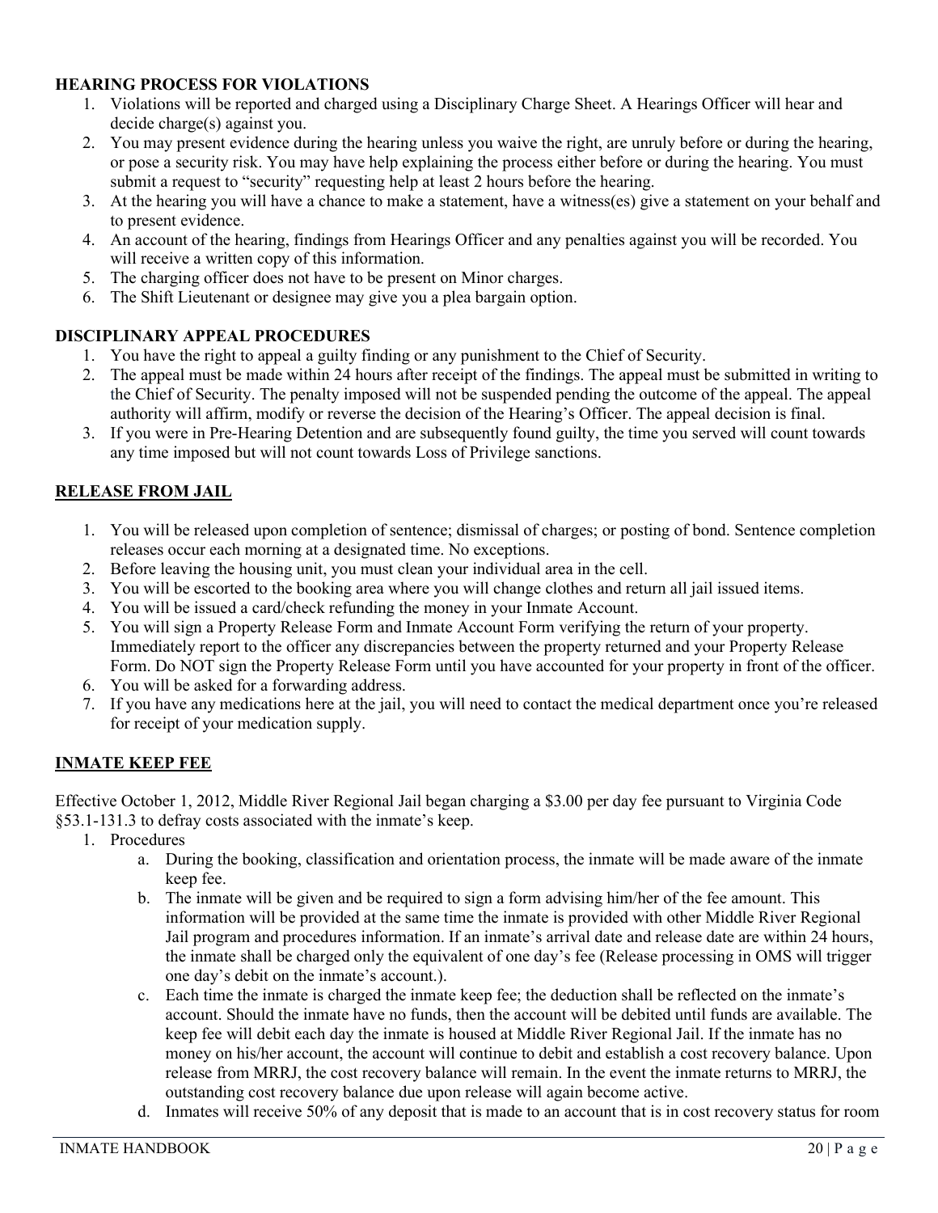**HEARING PROCESS FOR VIOLATIONS**

1. Violations will be reported and charged using a Disciplinary Charge Sheet. A Hearings Officer will hear and decide charge(s) against you.
2. You may present evidence during the hearing unless you waive the right, are unruly before or during the hearing, or pose a security risk. You may have help explaining the process either before or during the hearing. You must submit a request to "security" requesting help at least 2 hours before the hearing.
3. At the hearing you will have a chance to make a statement, have a witness(es) give a statement on your behalf and to present evidence.
4. An account of the hearing, findings from Hearings Officer and any penalties against you will be recorded. You will receive a written copy of this information.
5. The charging officer does not have to be present on Minor charges.
6. The Shift Lieutenant or designee may give you a plea bargain option.

**DISCIPLINARY APPEAL PROCEDURES**

1. You have the right to appeal a guilty finding or any punishment to the Chief of Security.
2. The appeal must be made within 24 hours after receipt of the findings. The appeal must be submitted in writing to the Chief of Security. The penalty imposed will not be suspended pending the outcome of the appeal. The appeal authority will affirm, modify or reverse the decision of the Hearing's Officer. The appeal decision is final.
3. If you were in Pre-Hearing Detention and are subsequently found guilty, the time you served will count towards any time imposed but will not count towards Loss of Privilege sanctions.

**RELEASE FROM JAIL**

1. You will be released upon completion of sentence; dismissal of charges; or posting of bond. Sentence completion releases occur each morning at a designated time. No exceptions.
2. Before leaving the housing unit, you must clean your individual area in the cell.
3. You will be escorted to the booking area where you will change clothes and return all jail issued items.
4. You will be issued a card/check refunding the money in your Inmate Account.
5. You will sign a Property Release Form and Inmate Account Form verifying the return of your property. Immediately report to the officer any discrepancies between the property returned and your Property Release Form. Do NOT sign the Property Release Form until you have accounted for your property in front of the officer.
6. You will be asked for a forwarding address.
7. If you have any medications here at the jail, you will need to contact the medical department once you're released for receipt of your medication supply.

**INMATE KEEP FEE**

Effective October 1, 2012, Middle River Regional Jail began charging a $3.00 per day fee pursuant to Virginia Code §53.1-131.3 to defray costs associated with the inmate's keep.

1. Procedures
   a. During the booking, classification and orientation process, the inmate will be made aware of the inmate keep fee.
   b. The inmate will be given and be required to sign a form advising him/her of the fee amount. This information will be provided at the same time the inmate is provided with other Middle River Regional Jail program and procedures information. If an inmate's arrival date and release date are within 24 hours, the inmate shall be charged only the equivalent of one day's fee (Release processing in OMS will trigger one day's debit on the inmate's account.).
   c. Each time the inmate is charged the inmate keep fee; the deduction shall be reflected on the inmate's account. Should the inmate have no funds, then the account will be debited until funds are available. The keep fee will debit each day the inmate is housed at Middle River Regional Jail. If the inmate has no money on his/her account, the account will continue to debit and establish a cost recovery balance. Upon release from MRRJ, the cost recovery balance will remain. In the event the inmate returns to MRRJ, the outstanding cost recovery balance due upon release will again become active.
   d. Inmates will receive 50% of any deposit that is made to an account that is in cost recovery status for room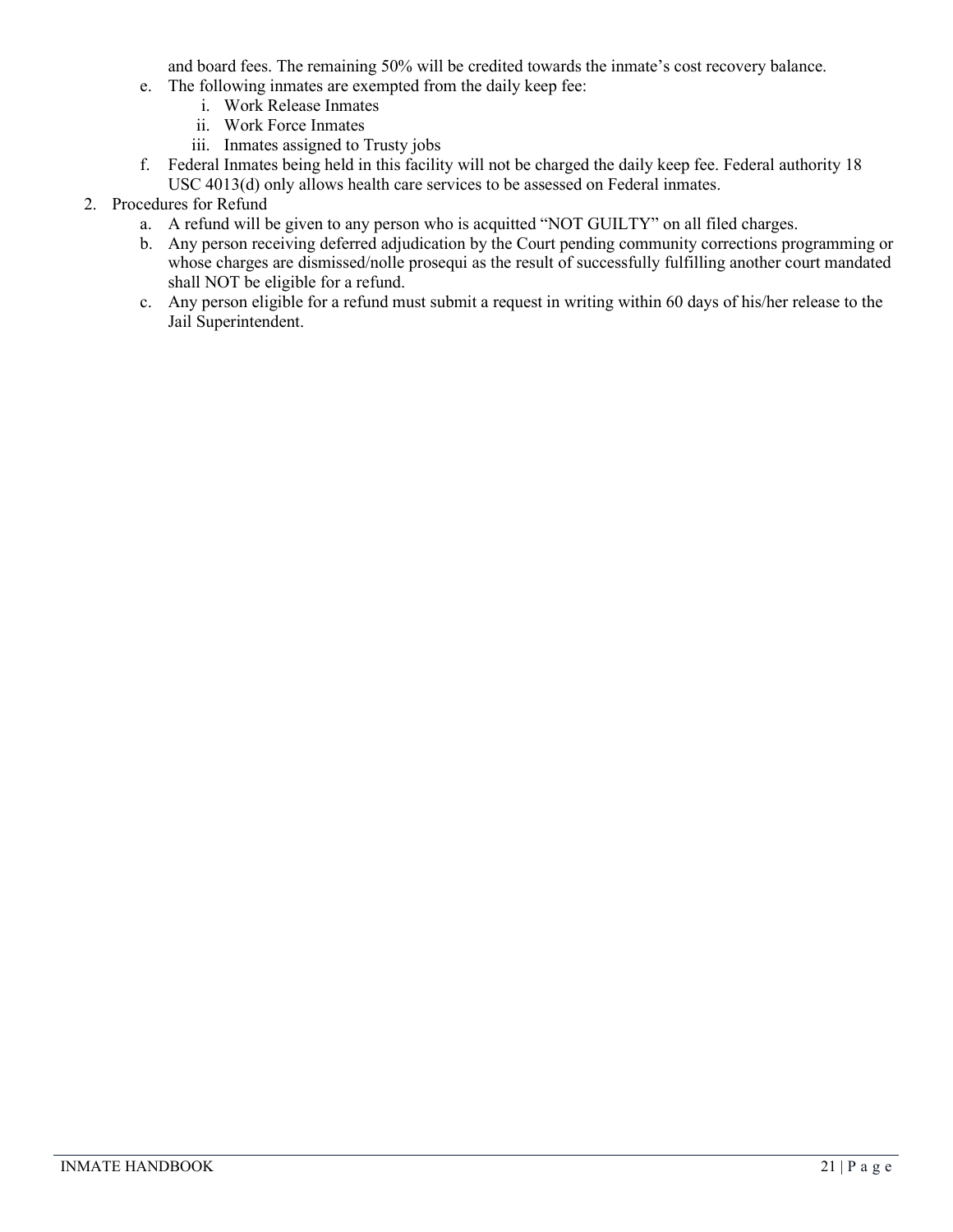and board fees. The remaining 50% will be credited towards the inmate's cost recovery balance.

e. The following inmates are exempted from the daily keep fee:
   i. Work Release Inmates
   ii. Work Force Inmates
   iii. Inmates assigned to Trusty jobs
f. Federal Inmates being held in this facility will not be charged the daily keep fee. Federal authority 18 USC 4013(d) only allows health care services to be assessed on Federal inmates.

2. Procedures for Refund
   a. A refund will be given to any person who is acquitted "NOT GUILTY" on all filed charges.
   b. Any person receiving deferred adjudication by the Court pending community corrections programming or whose charges are dismissed/nolle prosequi as the result of successfully fulfilling another court mandated shall NOT be eligible for a refund.
   c. Any person eligible for a refund must submit a request in writing within 60 days of his/her release to the Jail Superintendent.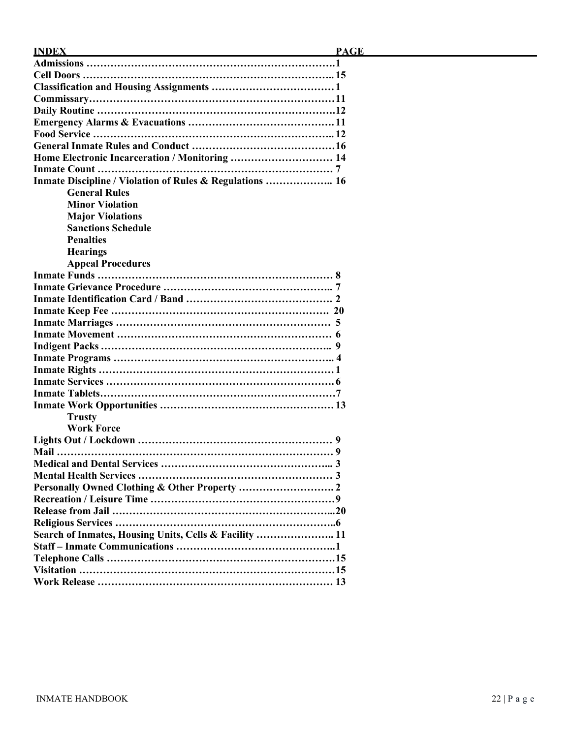| INDEX | PAGE |
|---|---|
| **Admissions** | **1** |
| **Cell Doors** | **15** |
| **Classification and Housing Assignments** | **1** |
| **Commissary** | **11** |
| **Daily Routine** | **12** |
| **Emergency Alarms & Evacuations** | **11** |
| **Food Service** | **12** |
| **General Inmate Rules and Conduct** | **16** |
| **Home Electronic Incarceration / Monitoring** | **14** |
| **Inmate Count** | **7** |
| **Inmate Discipline / Violation of Rules & Regulations** | **16** |
| **General Rules** | |
| **Minor Violation** | |
| **Major Violations** | |
| **Sanctions Schedule** | |
| **Penalties** | |
| **Hearings** | |
| **Appeal Procedures** | |
| **Inmate Funds** | **8** |
| **Inmate Grievance Procedure** | **7** |
| **Inmate Identification Card / Band** | **2** |
| **Inmate Keep Fee** | **20** |
| **Inmate Marriages** | **5** |
| **Inmate Movement** | **6** |
| **Indigent Packs** | **9** |
| **Inmate Programs** | **4** |
| **Inmate Rights** | **1** |
| **Inmate Services** | **6** |
| **Inmate Tablets** | **7** |
| **Inmate Work Opportunities** | **13** |
| **Trusty** | |
| **Work Force** | |
| **Lights Out / Lockdown** | **9** |
| **Mail** | **9** |
| **Medical and Dental Services** | **3** |
| **Mental Health Services** | **3** |
| **Personally Owned Clothing & Other Property** | **2** |
| **Recreation / Leisure Time** | **9** |
| **Release from Jail** | **20** |
| **Religious Services** | **6** |
| **Search of Inmates, Housing Units, Cells & Facility** | **11** |
| **Staff – Inmate Communications** | **1** |
| **Telephone Calls** | **15** |
| **Visitation** | **15** |
| **Work Release** | **13** |